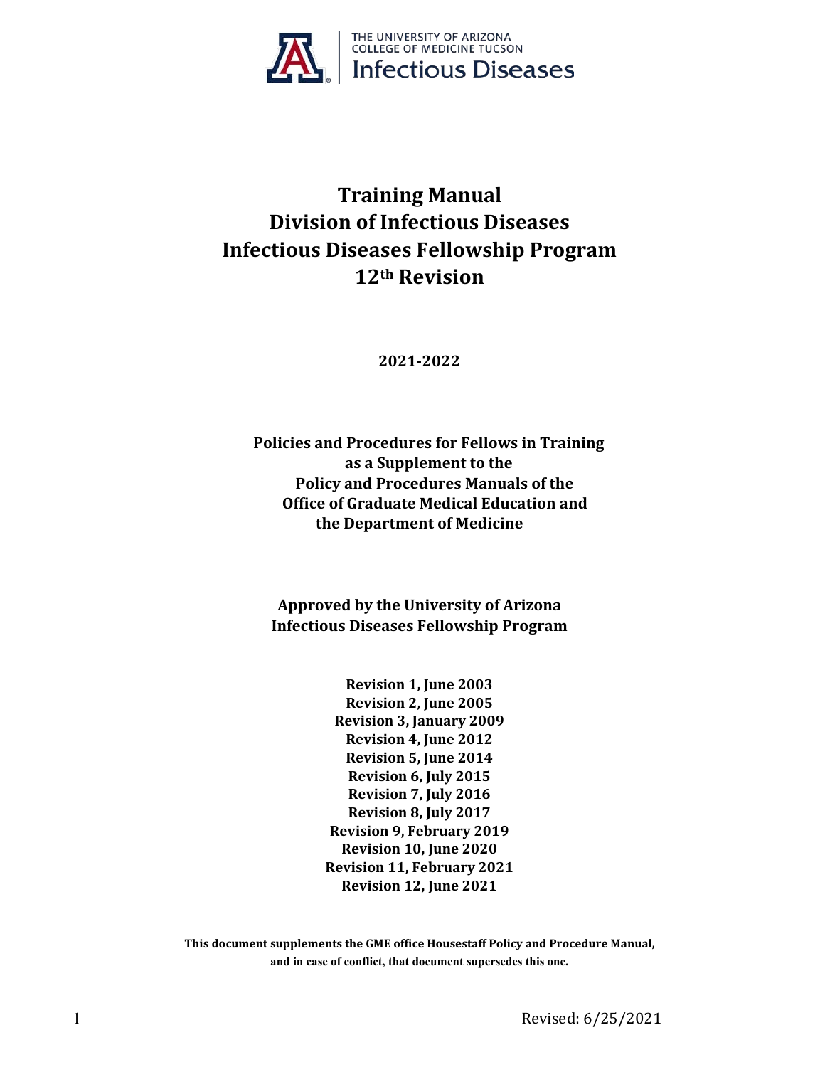THE UNIVERSITY OF ARIZONA
COLLEGE OF MEDICINE TUCSON
Infectious Diseases

# Training Manual
# Division of Infectious Diseases
# Infectious Diseases Fellowship Program
# 12th Revision

**2021-2022**

**Policies and Procedures for Fellows in Training as a Supplement to the Policy and Procedures Manuals of the Office of Graduate Medical Education and the Department of Medicine**

**Approved by the University of Arizona Infectious Diseases Fellowship Program**

**Revision 1, June 2003**
**Revision 2, June 2005**
**Revision 3, January 2009**
**Revision 4, June 2012**
**Revision 5, June 2014**
**Revision 6, July 2015**
**Revision 7, July 2016**
**Revision 8, July 2017**
**Revision 9, February 2019**
**Revision 10, June 2020**
**Revision 11, February 2021**
**Revision 12, June 2021**

**This document supplements the GME office Housestaff Policy and Procedure Manual, and in case of conflict, that document supersedes this one.**

Revised: 6/25/2021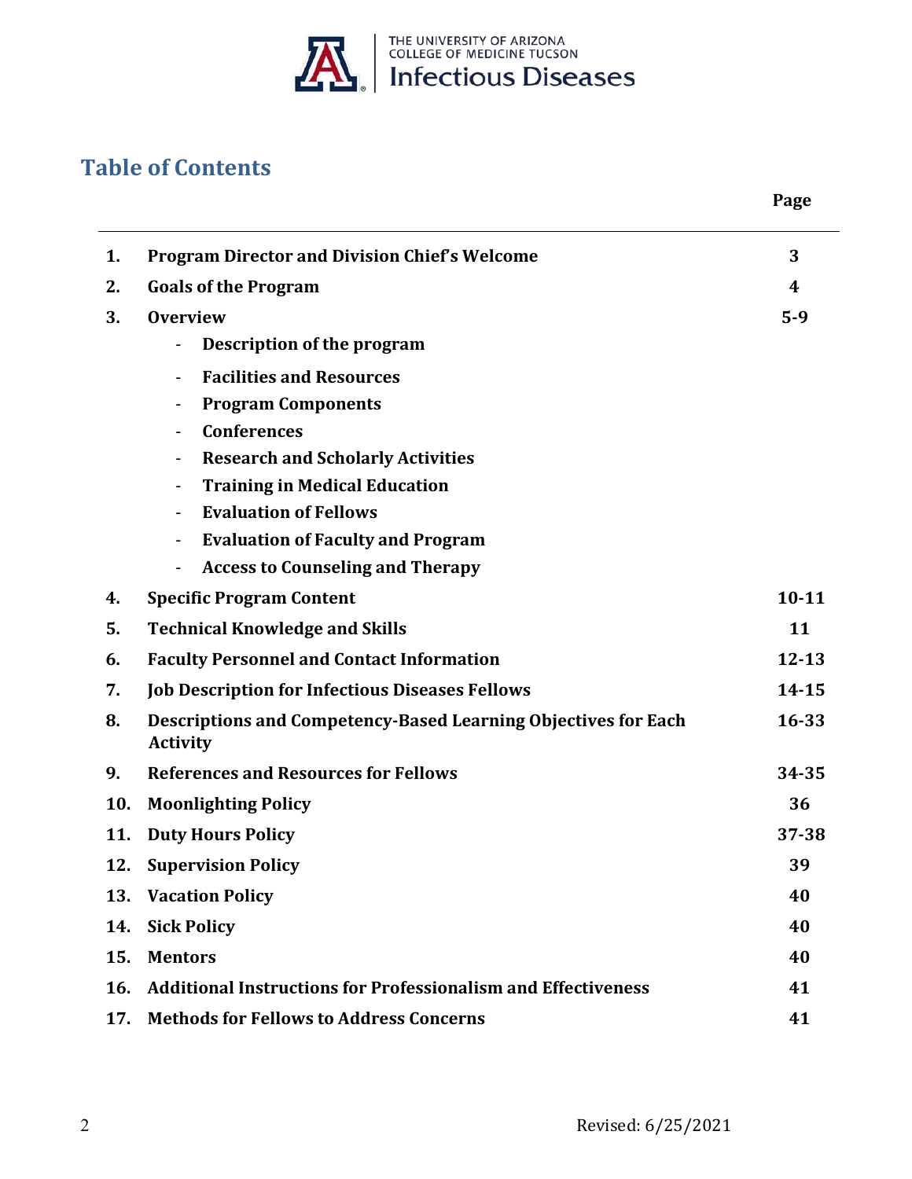## Table of Contents

| | | Page |
|---|---|---|
| 1. | **Program Director and Division Chief's Welcome** | 3 |
| 2. | **Goals of the Program** | 4 |
| 3. | **Overview** | 5-9 |
| | - Description of the program | |
| | - Facilities and Resources | |
| | - Program Components | |
| | - Conferences | |
| | - Research and Scholarly Activities | |
| | - Training in Medical Education | |
| | - Evaluation of Fellows | |
| | - Evaluation of Faculty and Program | |
| | - Access to Counseling and Therapy | |
| 4. | **Specific Program Content** | 10-11 |
| 5. | **Technical Knowledge and Skills** | 11 |
| 6. | **Faculty Personnel and Contact Information** | 12-13 |
| 7. | **Job Description for Infectious Diseases Fellows** | 14-15 |
| 8. | **Descriptions and Competency-Based Learning Objectives for Each Activity** | 16-33 |
| 9. | **References and Resources for Fellows** | 34-35 |
| 10. | **Moonlighting Policy** | 36 |
| 11. | **Duty Hours Policy** | 37-38 |
| 12. | **Supervision Policy** | 39 |
| 13. | **Vacation Policy** | 40 |
| 14. | **Sick Policy** | 40 |
| 15. | **Mentors** | 40 |
| 16. | **Additional Instructions for Professionalism and Effectiveness** | 41 |
| 17. | **Methods for Fellows to Address Concerns** | 41 |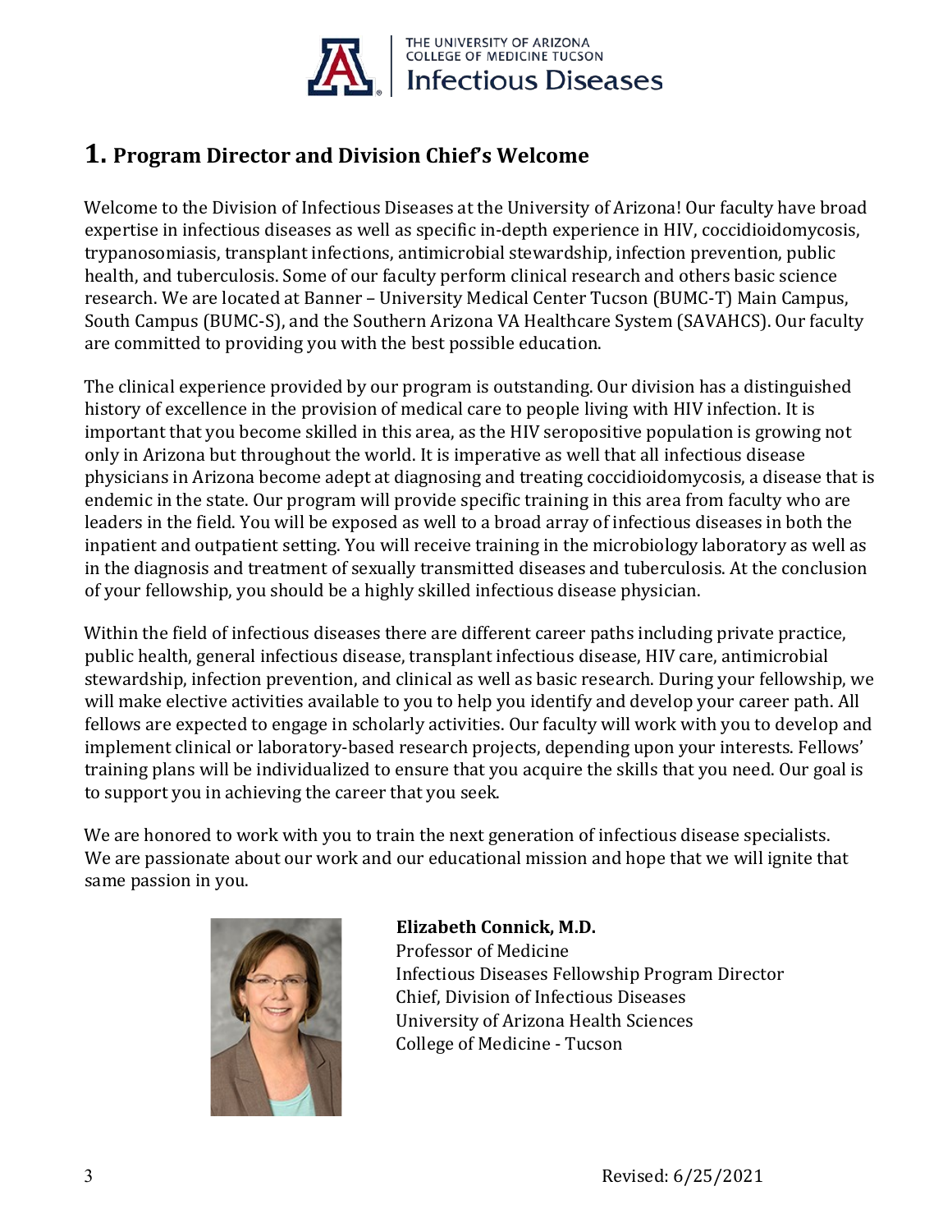## 1. Program Director and Division Chief's Welcome

Welcome to the Division of Infectious Diseases at the University of Arizona! Our faculty have broad expertise in infectious diseases as well as specific in-depth experience in HIV, coccidioidomycosis, trypanosomiasis, transplant infections, antimicrobial stewardship, infection prevention, public health, and tuberculosis. Some of our faculty perform clinical research and others basic science research. We are located at Banner – University Medical Center Tucson (BUMC-T) Main Campus, South Campus (BUMC-S), and the Southern Arizona VA Healthcare System (SAVAHCS). Our faculty are committed to providing you with the best possible education.

The clinical experience provided by our program is outstanding. Our division has a distinguished history of excellence in the provision of medical care to people living with HIV infection. It is important that you become skilled in this area, as the HIV seropositive population is growing not only in Arizona but throughout the world. It is imperative as well that all infectious disease physicians in Arizona become adept at diagnosing and treating coccidioidomycosis, a disease that is endemic in the state. Our program will provide specific training in this area from faculty who are leaders in the field. You will be exposed as well to a broad array of infectious diseases in both the inpatient and outpatient setting. You will receive training in the microbiology laboratory as well as in the diagnosis and treatment of sexually transmitted diseases and tuberculosis. At the conclusion of your fellowship, you should be a highly skilled infectious disease physician.

Within the field of infectious diseases there are different career paths including private practice, public health, general infectious disease, transplant infectious disease, HIV care, antimicrobial stewardship, infection prevention, and clinical as well as basic research. During your fellowship, we will make elective activities available to you to help you identify and develop your career path. All fellows are expected to engage in scholarly activities. Our faculty will work with you to develop and implement clinical or laboratory-based research projects, depending upon your interests. Fellows' training plans will be individualized to ensure that you acquire the skills that you need. Our goal is to support you in achieving the career that you seek.

We are honored to work with you to train the next generation of infectious disease specialists. We are passionate about our work and our educational mission and hope that we will ignite that same passion in you.

**Elizabeth Connick, M.D.**
Professor of Medicine
Infectious Diseases Fellowship Program Director
Chief, Division of Infectious Diseases
University of Arizona Health Sciences
College of Medicine - Tucson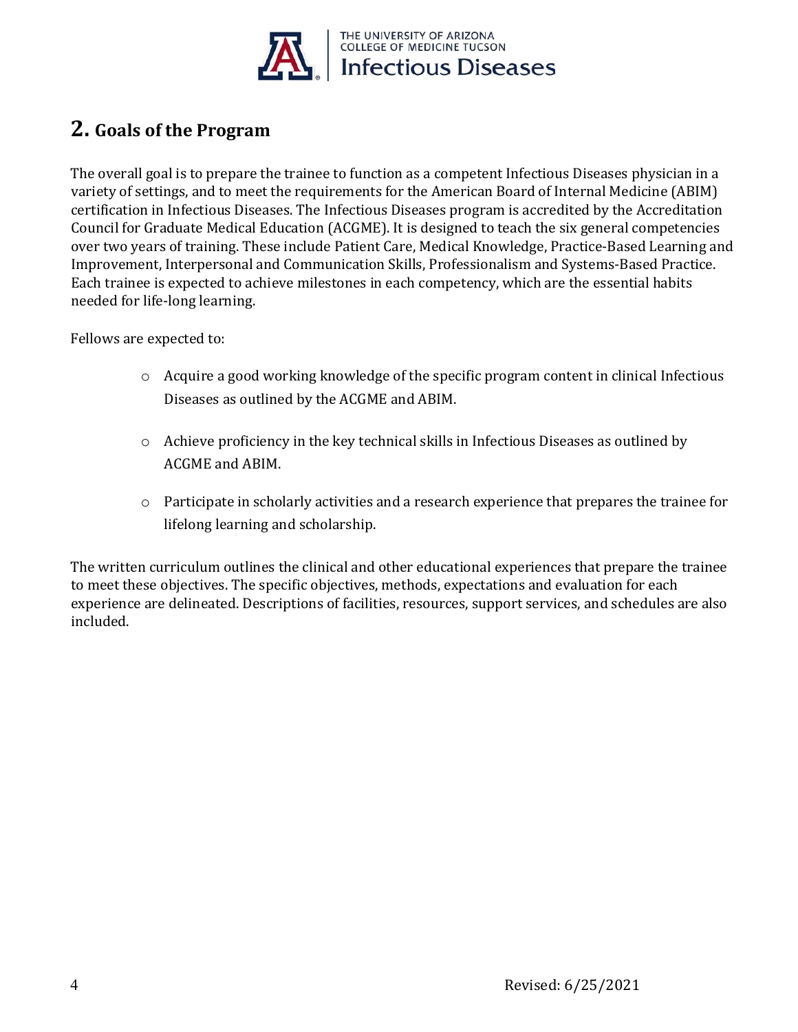## 2. Goals of the Program

The overall goal is to prepare the trainee to function as a competent Infectious Diseases physician in a variety of settings, and to meet the requirements for the American Board of Internal Medicine (ABIM) certification in Infectious Diseases. The Infectious Diseases program is accredited by the Accreditation Council for Graduate Medical Education (ACGME). It is designed to teach the six general competencies over two years of training. These include Patient Care, Medical Knowledge, Practice-Based Learning and Improvement, Interpersonal and Communication Skills, Professionalism and Systems-Based Practice. Each trainee is expected to achieve milestones in each competency, which are the essential habits needed for life-long learning.

Fellows are expected to:

- Acquire a good working knowledge of the specific program content in clinical Infectious Diseases as outlined by the ACGME and ABIM.
- Achieve proficiency in the key technical skills in Infectious Diseases as outlined by ACGME and ABIM.
- Participate in scholarly activities and a research experience that prepares the trainee for lifelong learning and scholarship.

The written curriculum outlines the clinical and other educational experiences that prepare the trainee to meet these objectives. The specific objectives, methods, expectations and evaluation for each experience are delineated. Descriptions of facilities, resources, support services, and schedules are also included.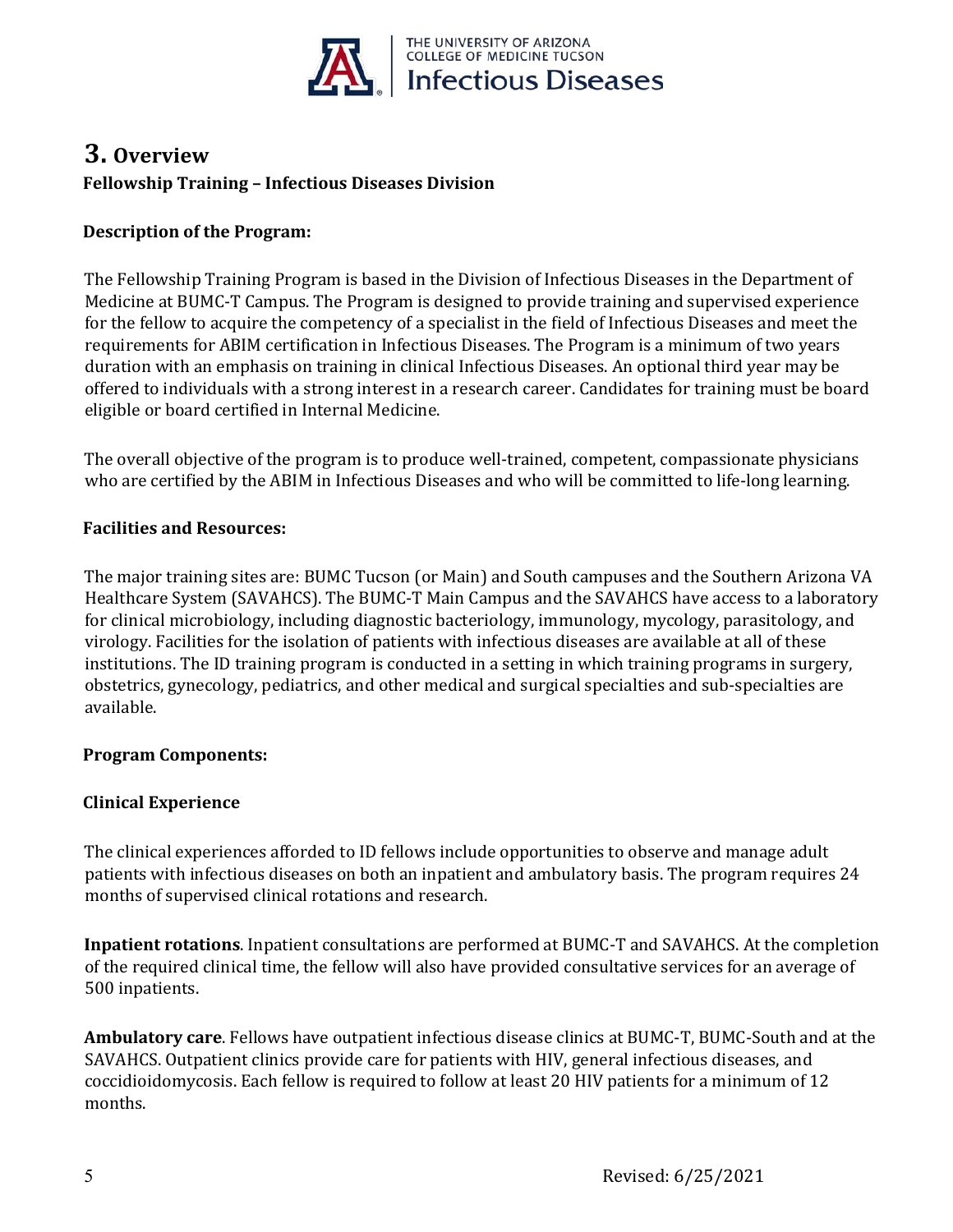# 3. Overview

## Fellowship Training – Infectious Diseases Division

### Description of the Program:

The Fellowship Training Program is based in the Division of Infectious Diseases in the Department of Medicine at BUMC-T Campus. The Program is designed to provide training and supervised experience for the fellow to acquire the competency of a specialist in the field of Infectious Diseases and meet the requirements for ABIM certification in Infectious Diseases. The Program is a minimum of two years duration with an emphasis on training in clinical Infectious Diseases. An optional third year may be offered to individuals with a strong interest in a research career. Candidates for training must be board eligible or board certified in Internal Medicine.

The overall objective of the program is to produce well-trained, competent, compassionate physicians who are certified by the ABIM in Infectious Diseases and who will be committed to life-long learning.

### Facilities and Resources:

The major training sites are: BUMC Tucson (or Main) and South campuses and the Southern Arizona VA Healthcare System (SAVAHCS). The BUMC-T Main Campus and the SAVAHCS have access to a laboratory for clinical microbiology, including diagnostic bacteriology, immunology, mycology, parasitology, and virology. Facilities for the isolation of patients with infectious diseases are available at all of these institutions. The ID training program is conducted in a setting in which training programs in surgery, obstetrics, gynecology, pediatrics, and other medical and surgical specialties and sub-specialties are available.

### Program Components:

### Clinical Experience

The clinical experiences afforded to ID fellows include opportunities to observe and manage adult patients with infectious diseases on both an inpatient and ambulatory basis. The program requires 24 months of supervised clinical rotations and research.

**Inpatient rotations**. Inpatient consultations are performed at BUMC-T and SAVAHCS. At the completion of the required clinical time, the fellow will also have provided consultative services for an average of 500 inpatients.

**Ambulatory care**. Fellows have outpatient infectious disease clinics at BUMC-T, BUMC-South and at the SAVAHCS. Outpatient clinics provide care for patients with HIV, general infectious diseases, and coccidioidomycosis. Each fellow is required to follow at least 20 HIV patients for a minimum of 12 months.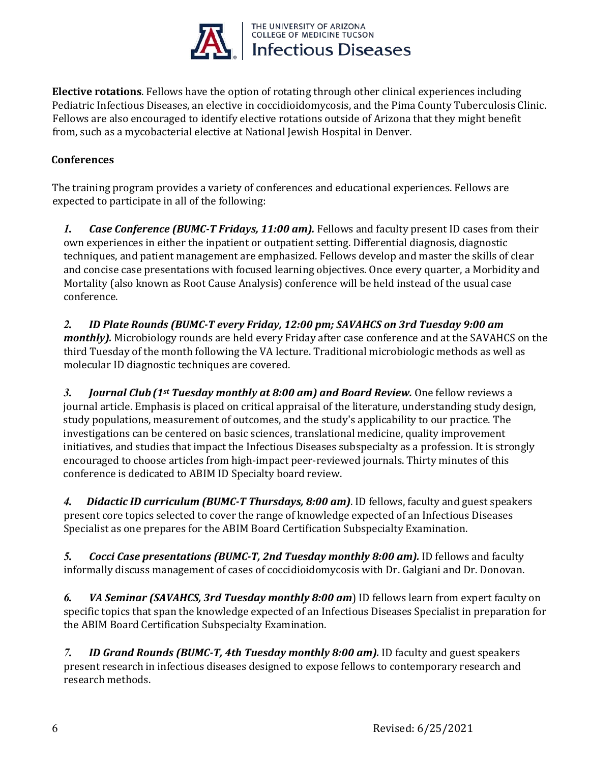**Elective rotations**. Fellows have the option of rotating through other clinical experiences including Pediatric Infectious Diseases, an elective in coccidioidomycosis, and the Pima County Tuberculosis Clinic. Fellows are also encouraged to identify elective rotations outside of Arizona that they might benefit from, such as a mycobacterial elective at National Jewish Hospital in Denver.

**Conferences**

The training program provides a variety of conferences and educational experiences. Fellows are expected to participate in all of the following:

1. ***Case Conference (BUMC-T Fridays, 11:00 am).*** Fellows and faculty present ID cases from their own experiences in either the inpatient or outpatient setting. Differential diagnosis, diagnostic techniques, and patient management are emphasized. Fellows develop and master the skills of clear and concise case presentations with focused learning objectives. Once every quarter, a Morbidity and Mortality (also known as Root Cause Analysis) conference will be held instead of the usual case conference.

2. ***ID Plate Rounds (BUMC-T every Friday, 12:00 pm; SAVAHCS on 3rd Tuesday 9:00 am monthly).*** Microbiology rounds are held every Friday after case conference and at the SAVAHCS on the third Tuesday of the month following the VA lecture. Traditional microbiologic methods as well as molecular ID diagnostic techniques are covered.

3. ***Journal Club (1st Tuesday monthly at 8:00 am) and Board Review.*** One fellow reviews a journal article. Emphasis is placed on critical appraisal of the literature, understanding study design, study populations, measurement of outcomes, and the study's applicability to our practice. The investigations can be centered on basic sciences, translational medicine, quality improvement initiatives, and studies that impact the Infectious Diseases subspecialty as a profession. It is strongly encouraged to choose articles from high-impact peer-reviewed journals. Thirty minutes of this conference is dedicated to ABIM ID Specialty board review.

4. ***Didactic ID curriculum (BUMC-T Thursdays, 8:00 am)***. ID fellows, faculty and guest speakers present core topics selected to cover the range of knowledge expected of an Infectious Diseases Specialist as one prepares for the ABIM Board Certification Subspecialty Examination.

5. ***Cocci Case presentations (BUMC-T, 2nd Tuesday monthly 8:00 am).*** ID fellows and faculty informally discuss management of cases of coccidioidomycosis with Dr. Galgiani and Dr. Donovan.

6. ***VA Seminar (SAVAHCS, 3rd Tuesday monthly 8:00 am***) ID fellows learn from expert faculty on specific topics that span the knowledge expected of an Infectious Diseases Specialist in preparation for the ABIM Board Certification Subspecialty Examination.

7. ***ID Grand Rounds (BUMC-T, 4th Tuesday monthly 8:00 am).*** ID faculty and guest speakers present research in infectious diseases designed to expose fellows to contemporary research and research methods.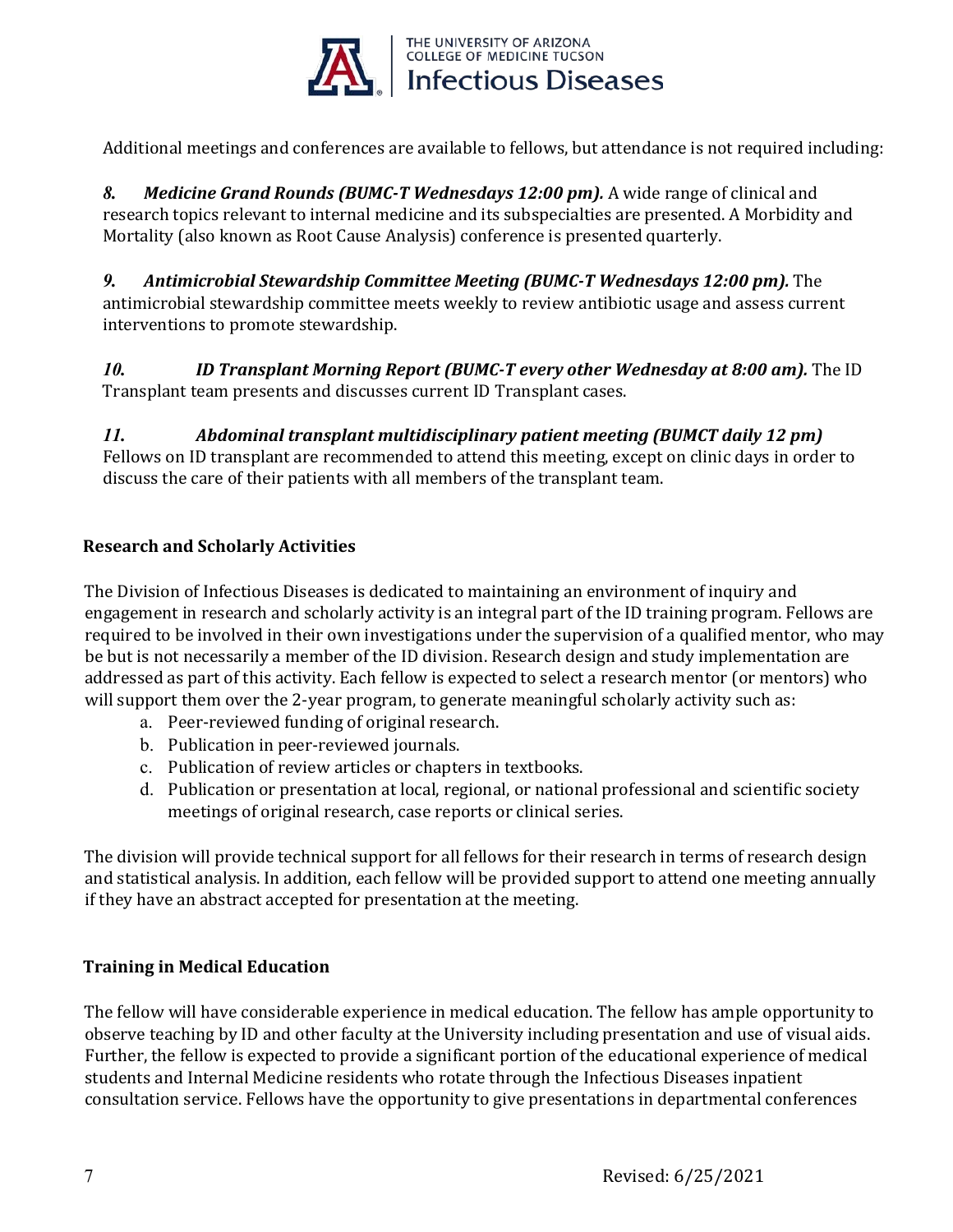Additional meetings and conferences are available to fellows, but attendance is not required including:

8. ***Medicine Grand Rounds (BUMC-T Wednesdays 12:00 pm).*** A wide range of clinical and research topics relevant to internal medicine and its subspecialties are presented. A Morbidity and Mortality (also known as Root Cause Analysis) conference is presented quarterly.

9. ***Antimicrobial Stewardship Committee Meeting (BUMC-T Wednesdays 12:00 pm).*** The antimicrobial stewardship committee meets weekly to review antibiotic usage and assess current interventions to promote stewardship.

10. ***ID Transplant Morning Report (BUMC-T every other Wednesday at 8:00 am).*** The ID Transplant team presents and discusses current ID Transplant cases.

11. ***Abdominal transplant multidisciplinary patient meeting (BUMCT daily 12 pm)*** Fellows on ID transplant are recommended to attend this meeting, except on clinic days in order to discuss the care of their patients with all members of the transplant team.

## Research and Scholarly Activities

The Division of Infectious Diseases is dedicated to maintaining an environment of inquiry and engagement in research and scholarly activity is an integral part of the ID training program. Fellows are required to be involved in their own investigations under the supervision of a qualified mentor, who may be but is not necessarily a member of the ID division. Research design and study implementation are addressed as part of this activity. Each fellow is expected to select a research mentor (or mentors) who will support them over the 2-year program, to generate meaningful scholarly activity such as:

a. Peer-reviewed funding of original research.
b. Publication in peer-reviewed journals.
c. Publication of review articles or chapters in textbooks.
d. Publication or presentation at local, regional, or national professional and scientific society meetings of original research, case reports or clinical series.

The division will provide technical support for all fellows for their research in terms of research design and statistical analysis. In addition, each fellow will be provided support to attend one meeting annually if they have an abstract accepted for presentation at the meeting.

## Training in Medical Education

The fellow will have considerable experience in medical education. The fellow has ample opportunity to observe teaching by ID and other faculty at the University including presentation and use of visual aids. Further, the fellow is expected to provide a significant portion of the educational experience of medical students and Internal Medicine residents who rotate through the Infectious Diseases inpatient consultation service. Fellows have the opportunity to give presentations in departmental conferences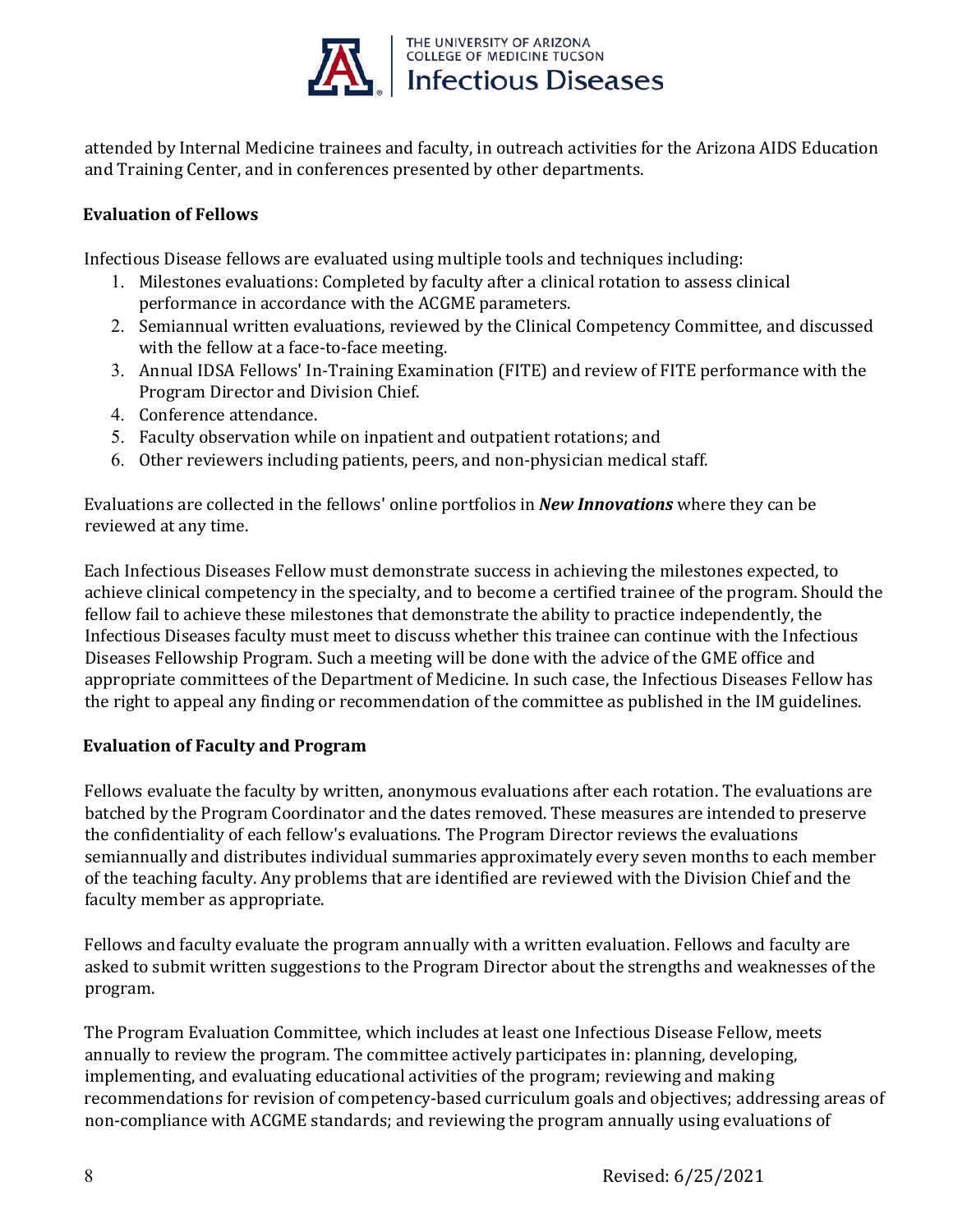attended by Internal Medicine trainees and faculty, in outreach activities for the Arizona AIDS Education and Training Center, and in conferences presented by other departments.

## Evaluation of Fellows

Infectious Disease fellows are evaluated using multiple tools and techniques including:

1. Milestones evaluations: Completed by faculty after a clinical rotation to assess clinical performance in accordance with the ACGME parameters.
2. Semiannual written evaluations, reviewed by the Clinical Competency Committee, and discussed with the fellow at a face-to-face meeting.
3. Annual IDSA Fellows' In-Training Examination (FITE) and review of FITE performance with the Program Director and Division Chief.
4. Conference attendance.
5. Faculty observation while on inpatient and outpatient rotations; and
6. Other reviewers including patients, peers, and non-physician medical staff.

Evaluations are collected in the fellows' online portfolios in ***New Innovations*** where they can be reviewed at any time.

Each Infectious Diseases Fellow must demonstrate success in achieving the milestones expected, to achieve clinical competency in the specialty, and to become a certified trainee of the program. Should the fellow fail to achieve these milestones that demonstrate the ability to practice independently, the Infectious Diseases faculty must meet to discuss whether this trainee can continue with the Infectious Diseases Fellowship Program. Such a meeting will be done with the advice of the GME office and appropriate committees of the Department of Medicine. In such case, the Infectious Diseases Fellow has the right to appeal any finding or recommendation of the committee as published in the IM guidelines.

## Evaluation of Faculty and Program

Fellows evaluate the faculty by written, anonymous evaluations after each rotation. The evaluations are batched by the Program Coordinator and the dates removed. These measures are intended to preserve the confidentiality of each fellow's evaluations. The Program Director reviews the evaluations semiannually and distributes individual summaries approximately every seven months to each member of the teaching faculty. Any problems that are identified are reviewed with the Division Chief and the faculty member as appropriate.

Fellows and faculty evaluate the program annually with a written evaluation. Fellows and faculty are asked to submit written suggestions to the Program Director about the strengths and weaknesses of the program.

The Program Evaluation Committee, which includes at least one Infectious Disease Fellow, meets annually to review the program. The committee actively participates in: planning, developing, implementing, and evaluating educational activities of the program; reviewing and making recommendations for revision of competency-based curriculum goals and objectives; addressing areas of non-compliance with ACGME standards; and reviewing the program annually using evaluations of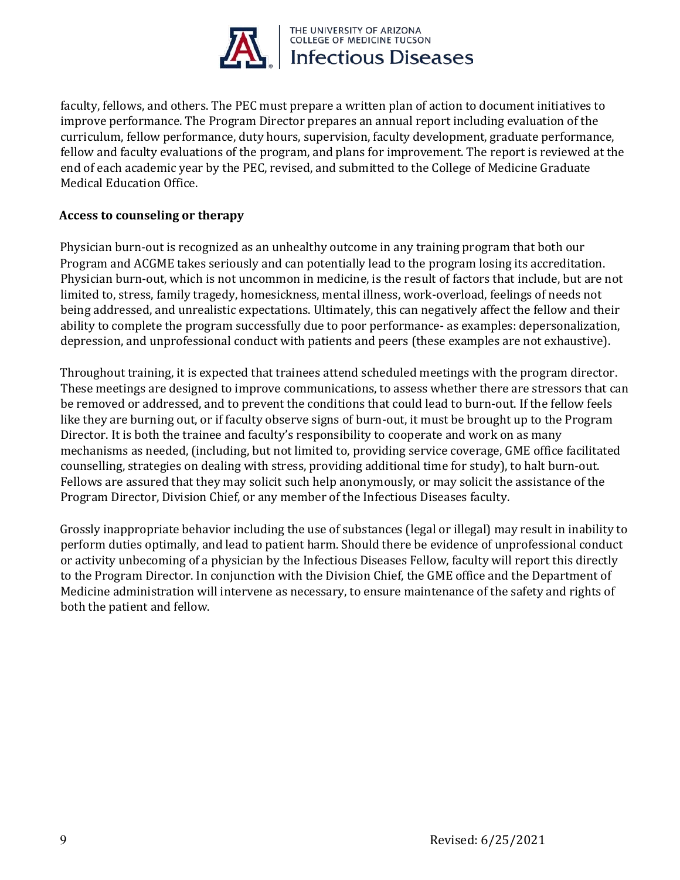faculty, fellows, and others. The PEC must prepare a written plan of action to document initiatives to improve performance. The Program Director prepares an annual report including evaluation of the curriculum, fellow performance, duty hours, supervision, faculty development, graduate performance, fellow and faculty evaluations of the program, and plans for improvement. The report is reviewed at the end of each academic year by the PEC, revised, and submitted to the College of Medicine Graduate Medical Education Office.

**Access to counseling or therapy**

Physician burn-out is recognized as an unhealthy outcome in any training program that both our Program and ACGME takes seriously and can potentially lead to the program losing its accreditation. Physician burn-out, which is not uncommon in medicine, is the result of factors that include, but are not limited to, stress, family tragedy, homesickness, mental illness, work-overload, feelings of needs not being addressed, and unrealistic expectations. Ultimately, this can negatively affect the fellow and their ability to complete the program successfully due to poor performance- as examples: depersonalization, depression, and unprofessional conduct with patients and peers (these examples are not exhaustive).

Throughout training, it is expected that trainees attend scheduled meetings with the program director. These meetings are designed to improve communications, to assess whether there are stressors that can be removed or addressed, and to prevent the conditions that could lead to burn-out. If the fellow feels like they are burning out, or if faculty observe signs of burn-out, it must be brought up to the Program Director. It is both the trainee and faculty's responsibility to cooperate and work on as many mechanisms as needed, (including, but not limited to, providing service coverage, GME office facilitated counselling, strategies on dealing with stress, providing additional time for study), to halt burn-out. Fellows are assured that they may solicit such help anonymously, or may solicit the assistance of the Program Director, Division Chief, or any member of the Infectious Diseases faculty.

Grossly inappropriate behavior including the use of substances (legal or illegal) may result in inability to perform duties optimally, and lead to patient harm. Should there be evidence of unprofessional conduct or activity unbecoming of a physician by the Infectious Diseases Fellow, faculty will report this directly to the Program Director. In conjunction with the Division Chief, the GME office and the Department of Medicine administration will intervene as necessary, to ensure maintenance of the safety and rights of both the patient and fellow.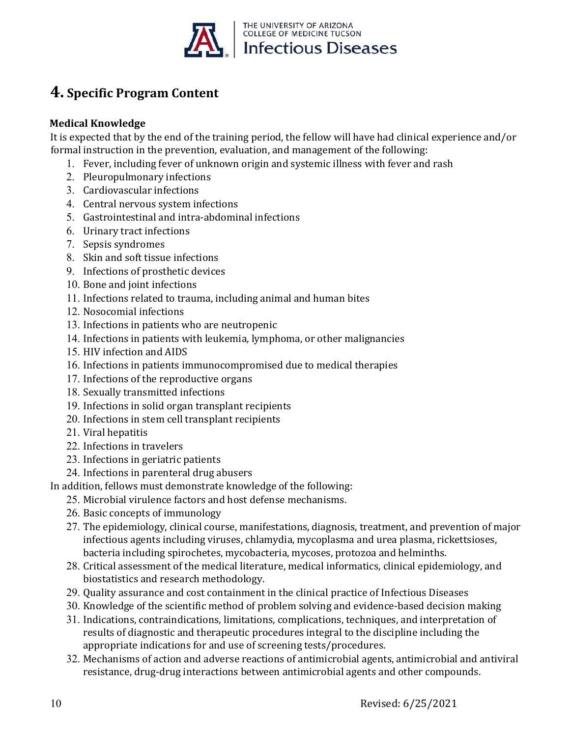## 4. Specific Program Content

### Medical Knowledge

It is expected that by the end of the training period, the fellow will have had clinical experience and/or formal instruction in the prevention, evaluation, and management of the following:

1. Fever, including fever of unknown origin and systemic illness with fever and rash
2. Pleuropulmonary infections
3. Cardiovascular infections
4. Central nervous system infections
5. Gastrointestinal and intra-abdominal infections
6. Urinary tract infections
7. Sepsis syndromes
8. Skin and soft tissue infections
9. Infections of prosthetic devices
10. Bone and joint infections
11. Infections related to trauma, including animal and human bites
12. Nosocomial infections
13. Infections in patients who are neutropenic
14. Infections in patients with leukemia, lymphoma, or other malignancies
15. HIV infection and AIDS
16. Infections in patients immunocompromised due to medical therapies
17. Infections of the reproductive organs
18. Sexually transmitted infections
19. Infections in solid organ transplant recipients
20. Infections in stem cell transplant recipients
21. Viral hepatitis
22. Infections in travelers
23. Infections in geriatric patients
24. Infections in parenteral drug abusers

In addition, fellows must demonstrate knowledge of the following:

25. Microbial virulence factors and host defense mechanisms.
26. Basic concepts of immunology
27. The epidemiology, clinical course, manifestations, diagnosis, treatment, and prevention of major infectious agents including viruses, chlamydia, mycoplasma and urea plasma, rickettsioses, bacteria including spirochetes, mycobacteria, mycoses, protozoa and helminths.
28. Critical assessment of the medical literature, medical informatics, clinical epidemiology, and biostatistics and research methodology.
29. Quality assurance and cost containment in the clinical practice of Infectious Diseases
30. Knowledge of the scientific method of problem solving and evidence-based decision making
31. Indications, contraindications, limitations, complications, techniques, and interpretation of results of diagnostic and therapeutic procedures integral to the discipline including the appropriate indications for and use of screening tests/procedures.
32. Mechanisms of action and adverse reactions of antimicrobial agents, antimicrobial and antiviral resistance, drug-drug interactions between antimicrobial agents and other compounds.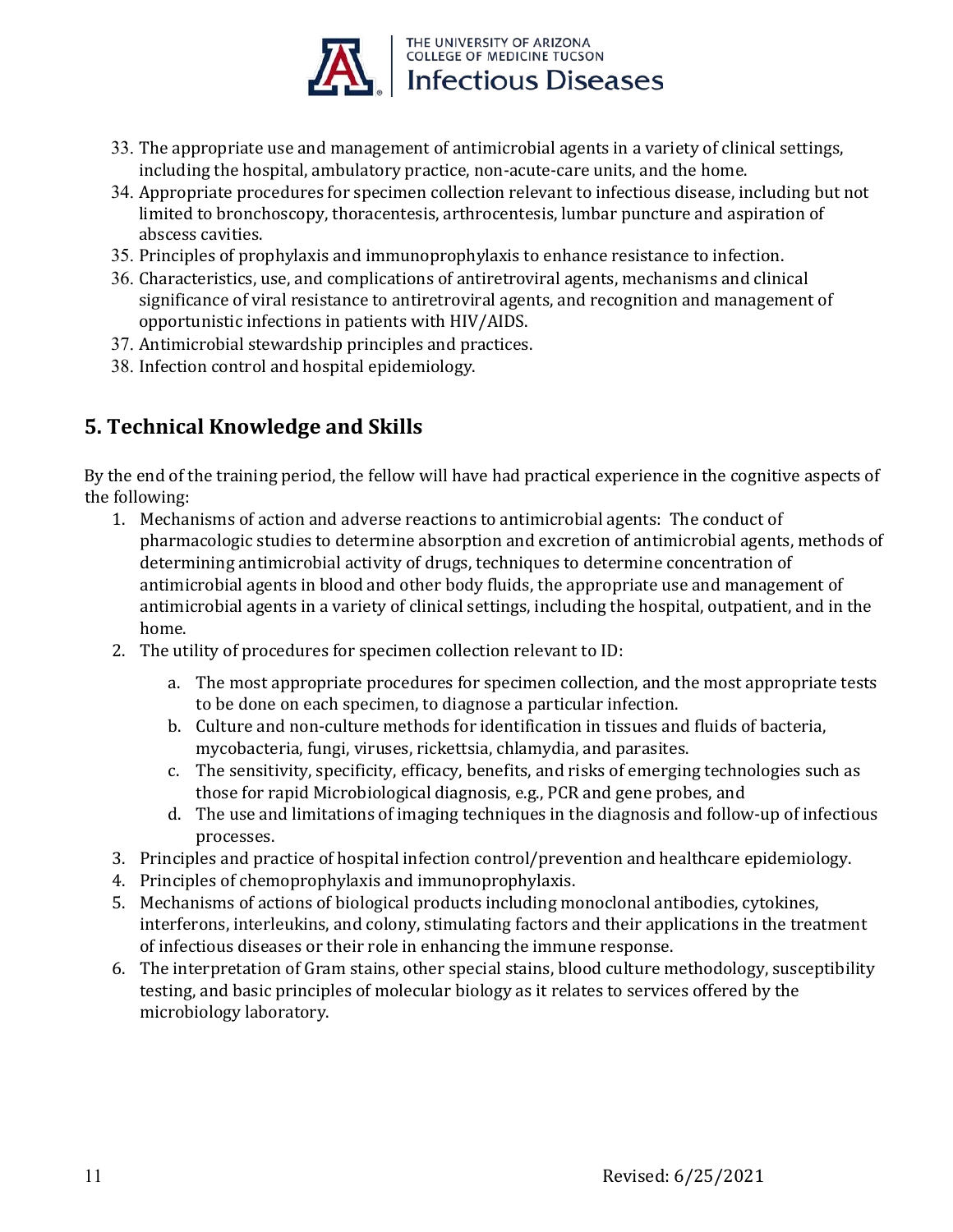33. The appropriate use and management of antimicrobial agents in a variety of clinical settings, including the hospital, ambulatory practice, non-acute-care units, and the home.
34. Appropriate procedures for specimen collection relevant to infectious disease, including but not limited to bronchoscopy, thoracentesis, arthrocentesis, lumbar puncture and aspiration of abscess cavities.
35. Principles of prophylaxis and immunoprophylaxis to enhance resistance to infection.
36. Characteristics, use, and complications of antiretroviral agents, mechanisms and clinical significance of viral resistance to antiretroviral agents, and recognition and management of opportunistic infections in patients with HIV/AIDS.
37. Antimicrobial stewardship principles and practices.
38. Infection control and hospital epidemiology.

## 5. Technical Knowledge and Skills

By the end of the training period, the fellow will have had practical experience in the cognitive aspects of the following:

1. Mechanisms of action and adverse reactions to antimicrobial agents: The conduct of pharmacologic studies to determine absorption and excretion of antimicrobial agents, methods of determining antimicrobial activity of drugs, techniques to determine concentration of antimicrobial agents in blood and other body fluids, the appropriate use and management of antimicrobial agents in a variety of clinical settings, including the hospital, outpatient, and in the home.
2. The utility of procedures for specimen collection relevant to ID:
   a. The most appropriate procedures for specimen collection, and the most appropriate tests to be done on each specimen, to diagnose a particular infection.
   b. Culture and non-culture methods for identification in tissues and fluids of bacteria, mycobacteria, fungi, viruses, rickettsia, chlamydia, and parasites.
   c. The sensitivity, specificity, efficacy, benefits, and risks of emerging technologies such as those for rapid Microbiological diagnosis, e.g., PCR and gene probes, and
   d. The use and limitations of imaging techniques in the diagnosis and follow-up of infectious processes.
3. Principles and practice of hospital infection control/prevention and healthcare epidemiology.
4. Principles of chemoprophylaxis and immunoprophylaxis.
5. Mechanisms of actions of biological products including monoclonal antibodies, cytokines, interferons, interleukins, and colony, stimulating factors and their applications in the treatment of infectious diseases or their role in enhancing the immune response.
6. The interpretation of Gram stains, other special stains, blood culture methodology, susceptibility testing, and basic principles of molecular biology as it relates to services offered by the microbiology laboratory.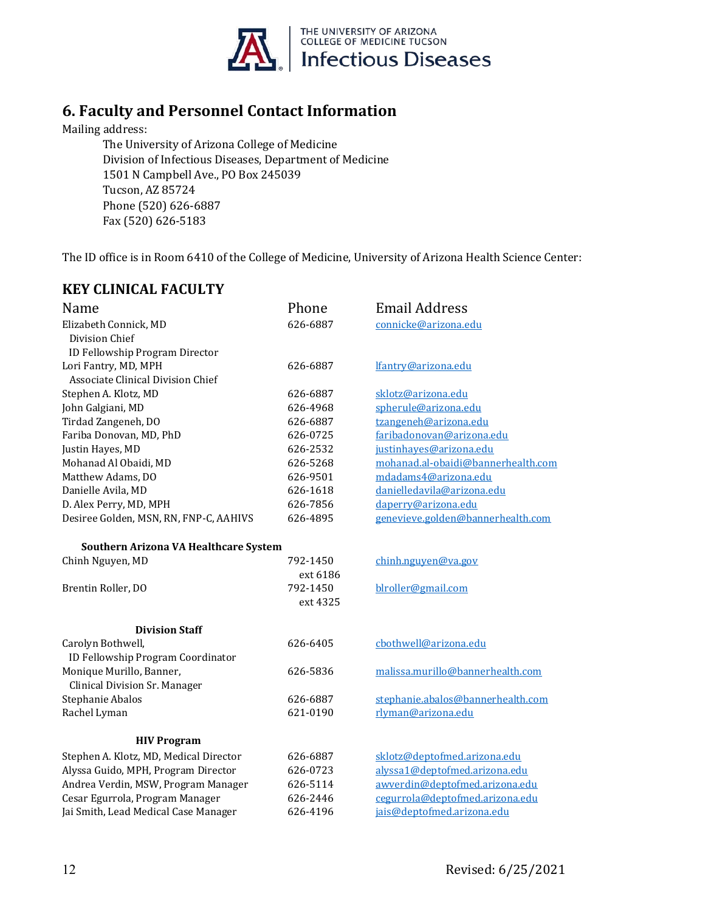## 6. Faculty and Personnel Contact Information

Mailing address:

> The University of Arizona College of Medicine
> Division of Infectious Diseases, Department of Medicine
> 1501 N Campbell Ave., PO Box 245039
> Tucson, AZ 85724
> Phone (520) 626-6887
> Fax (520) 626-5183

The ID office is in Room 6410 of the College of Medicine, University of Arizona Health Science Center:

### KEY CLINICAL FACULTY

| Name | Phone | Email Address |
|---|---|---|
| Elizabeth Connick, MD<br>Division Chief<br>ID Fellowship Program Director | 626-6887 | connicke@arizona.edu |
| Lori Fantry, MD, MPH<br>Associate Clinical Division Chief | 626-6887 | lfantry@arizona.edu |
| Stephen A. Klotz, MD | 626-6887 | sklotz@arizona.edu |
| John Galgiani, MD | 626-4968 | spherule@arizona.edu |
| Tirdad Zangeneh, DO | 626-6887 | tzangeneh@arizona.edu |
| Fariba Donovan, MD, PhD | 626-0725 | faribadonovan@arizona.edu |
| Justin Hayes, MD | 626-2532 | justinhayes@arizona.edu |
| Mohanad Al Obaidi, MD | 626-5268 | mohanad.al-obaidi@bannerhealth.com |
| Matthew Adams, DO | 626-9501 | mdadams4@arizona.edu |
| Danielle Avila, MD | 626-1618 | danielledavila@arizona.edu |
| D. Alex Perry, MD, MPH | 626-7856 | daperry@arizona.edu |
| Desiree Golden, MSN, RN, FNP-C, AAHIVS | 626-4895 | genevieve.golden@bannerhealth.com |
| **Southern Arizona VA Healthcare System** | | |
| Chinh Nguyen, MD | 792-1450 ext 6186 | chinh.nguyen@va.gov |
| Brentin Roller, DO | 792-1450 ext 4325 | blroller@gmail.com |
| **Division Staff** | | |
| Carolyn Bothwell,<br>ID Fellowship Program Coordinator | 626-6405 | cbothwell@arizona.edu |
| Monique Murillo, Banner,<br>Clinical Division Sr. Manager | 626-5836 | malissa.murillo@bannerhealth.com |
| Stephanie Abalos | 626-6887 | stephanie.abalos@bannerhealth.com |
| Rachel Lyman | 621-0190 | rlyman@arizona.edu |
| **HIV Program** | | |
| Stephen A. Klotz, MD, Medical Director | 626-6887 | sklotz@deptofmed.arizona.edu |
| Alyssa Guido, MPH, Program Director | 626-0723 | alyssa1@deptofmed.arizona.edu |
| Andrea Verdin, MSW, Program Manager | 626-5114 | awverdin@deptofmed.arizona.edu |
| Cesar Egurrola, Program Manager | 626-2446 | cegurrola@deptofmed.arizona.edu |
| Jai Smith, Lead Medical Case Manager | 626-4196 | jais@deptofmed.arizona.edu |

Revised: 6/25/2021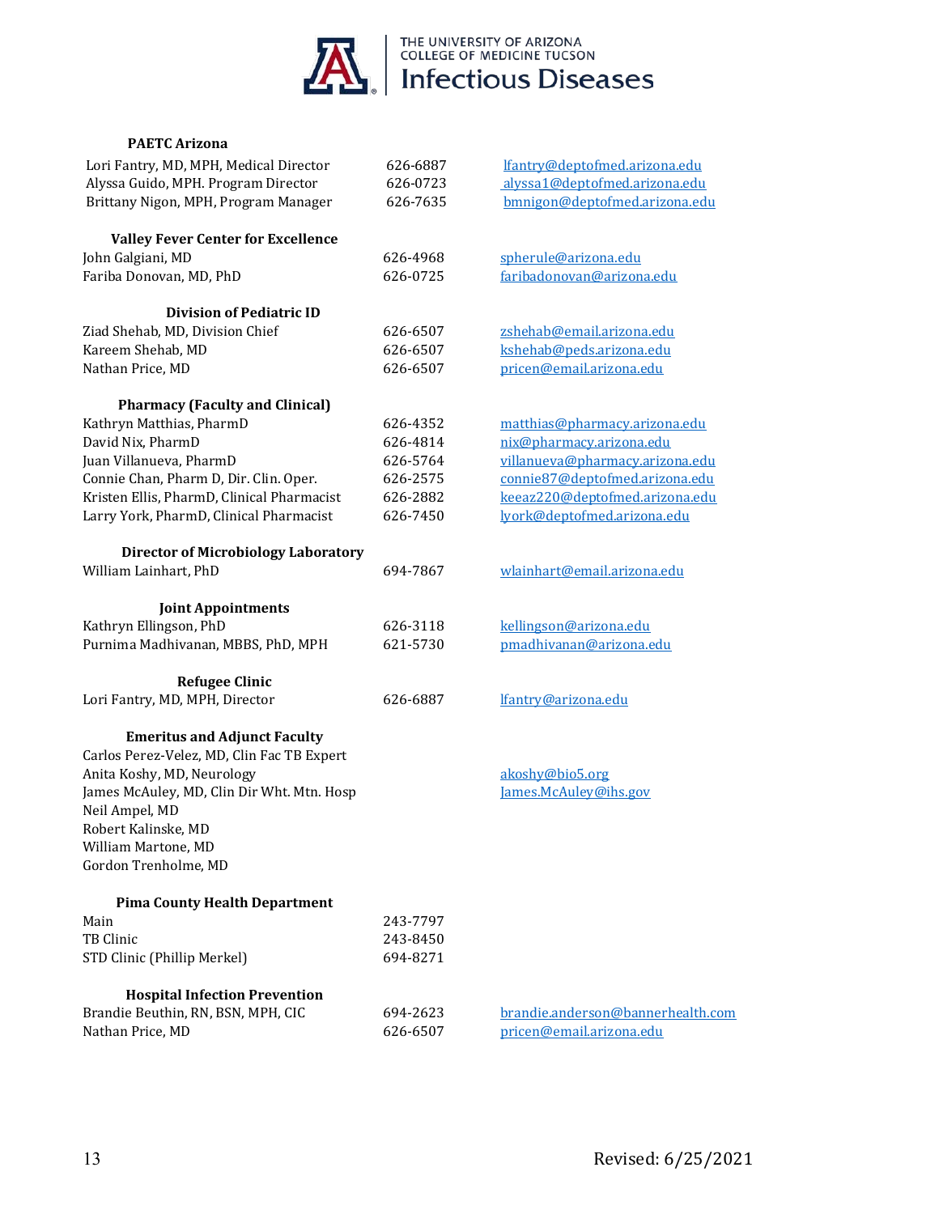### PAETC Arizona

| | | |
|---|---|---|
| Lori Fantry, MD, MPH, Medical Director | 626-6887 | lfantry@deptofmed.arizona.edu |
| Alyssa Guido, MPH. Program Director | 626-0723 | alyssa1@deptofmed.arizona.edu |
| Brittany Nigon, MPH, Program Manager | 626-7635 | bmnigon@deptofmed.arizona.edu |

### Valley Fever Center for Excellence

| | | |
|---|---|---|
| John Galgiani, MD | 626-4968 | spherule@arizona.edu |
| Fariba Donovan, MD, PhD | 626-0725 | faribadonovan@arizona.edu |

### Division of Pediatric ID

| | | |
|---|---|---|
| Ziad Shehab, MD, Division Chief | 626-6507 | zshehab@email.arizona.edu |
| Kareem Shehab, MD | 626-6507 | kshehab@peds.arizona.edu |
| Nathan Price, MD | 626-6507 | pricen@email.arizona.edu |

### Pharmacy (Faculty and Clinical)

| | | |
|---|---|---|
| Kathryn Matthias, PharmD | 626-4352 | matthias@pharmacy.arizona.edu |
| David Nix, PharmD | 626-4814 | nix@pharmacy.arizona.edu |
| Juan Villanueva, PharmD | 626-5764 | villanueva@pharmacy.arizona.edu |
| Connie Chan, Pharm D, Dir. Clin. Oper. | 626-2575 | connie87@deptofmed.arizona.edu |
| Kristen Ellis, PharmD, Clinical Pharmacist | 626-2882 | keeaz220@deptofmed.arizona.edu |
| Larry York, PharmD, Clinical Pharmacist | 626-7450 | lyork@deptofmed.arizona.edu |

### Director of Microbiology Laboratory

| | | |
|---|---|---|
| William Lainhart, PhD | 694-7867 | wlainhart@email.arizona.edu |

### Joint Appointments

| | | |
|---|---|---|
| Kathryn Ellingson, PhD | 626-3118 | kellingson@arizona.edu |
| Purnima Madhivanan, MBBS, PhD, MPH | 621-5730 | pmadhivanan@arizona.edu |

### Refugee Clinic

| | | |
|---|---|---|
| Lori Fantry, MD, MPH, Director | 626-6887 | lfantry@arizona.edu |

### Emeritus and Adjunct Faculty

| | | |
|---|---|---|
| Carlos Perez-Velez, MD, Clin Fac TB Expert | | |
| Anita Koshy, MD, Neurology | | akoshy@bio5.org |
| James McAuley, MD, Clin Dir Wht. Mtn. Hosp | | James.McAuley@ihs.gov |
| Neil Ampel, MD | | |
| Robert Kalinske, MD | | |
| William Martone, MD | | |
| Gordon Trenholme, MD | | |

### Pima County Health Department

| | | |
|---|---|---|
| Main | 243-7797 | |
| TB Clinic | 243-8450 | |
| STD Clinic (Phillip Merkel) | 694-8271 | |

### Hospital Infection Prevention

| | | |
|---|---|---|
| Brandie Beuthin, RN, BSN, MPH, CIC | 694-2623 | brandie.anderson@bannerhealth.com |
| Nathan Price, MD | 626-6507 | pricen@email.arizona.edu |

Revised: 6/25/2021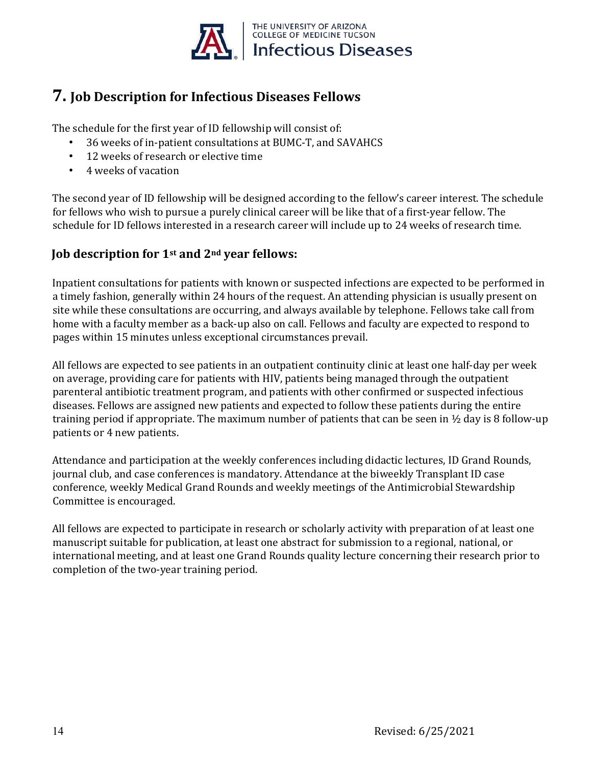## 7. Job Description for Infectious Diseases Fellows

The schedule for the first year of ID fellowship will consist of:

- 36 weeks of in-patient consultations at BUMC-T, and SAVAHCS
- 12 weeks of research or elective time
- 4 weeks of vacation

The second year of ID fellowship will be designed according to the fellow's career interest. The schedule for fellows who wish to pursue a purely clinical career will be like that of a first-year fellow. The schedule for ID fellows interested in a research career will include up to 24 weeks of research time.

### Job description for 1st and 2nd year fellows:

Inpatient consultations for patients with known or suspected infections are expected to be performed in a timely fashion, generally within 24 hours of the request. An attending physician is usually present on site while these consultations are occurring, and always available by telephone. Fellows take call from home with a faculty member as a back-up also on call. Fellows and faculty are expected to respond to pages within 15 minutes unless exceptional circumstances prevail.

All fellows are expected to see patients in an outpatient continuity clinic at least one half-day per week on average, providing care for patients with HIV, patients being managed through the outpatient parenteral antibiotic treatment program, and patients with other confirmed or suspected infectious diseases. Fellows are assigned new patients and expected to follow these patients during the entire training period if appropriate. The maximum number of patients that can be seen in ½ day is 8 follow-up patients or 4 new patients.

Attendance and participation at the weekly conferences including didactic lectures, ID Grand Rounds, journal club, and case conferences is mandatory. Attendance at the biweekly Transplant ID case conference, weekly Medical Grand Rounds and weekly meetings of the Antimicrobial Stewardship Committee is encouraged.

All fellows are expected to participate in research or scholarly activity with preparation of at least one manuscript suitable for publication, at least one abstract for submission to a regional, national, or international meeting, and at least one Grand Rounds quality lecture concerning their research prior to completion of the two-year training period.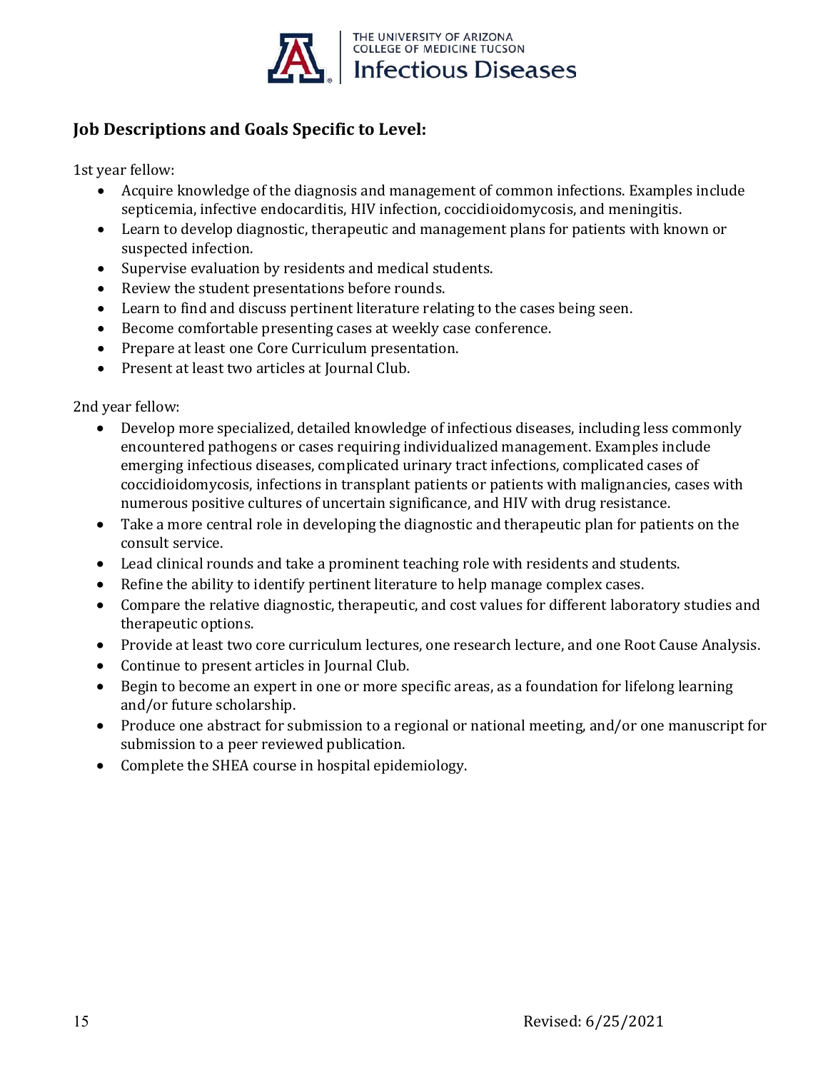## Job Descriptions and Goals Specific to Level:

1st year fellow:

- Acquire knowledge of the diagnosis and management of common infections. Examples include septicemia, infective endocarditis, HIV infection, coccidioidomycosis, and meningitis.
- Learn to develop diagnostic, therapeutic and management plans for patients with known or suspected infection.
- Supervise evaluation by residents and medical students.
- Review the student presentations before rounds.
- Learn to find and discuss pertinent literature relating to the cases being seen.
- Become comfortable presenting cases at weekly case conference.
- Prepare at least one Core Curriculum presentation.
- Present at least two articles at Journal Club.

2nd year fellow:

- Develop more specialized, detailed knowledge of infectious diseases, including less commonly encountered pathogens or cases requiring individualized management. Examples include emerging infectious diseases, complicated urinary tract infections, complicated cases of coccidioidomycosis, infections in transplant patients or patients with malignancies, cases with numerous positive cultures of uncertain significance, and HIV with drug resistance.
- Take a more central role in developing the diagnostic and therapeutic plan for patients on the consult service.
- Lead clinical rounds and take a prominent teaching role with residents and students.
- Refine the ability to identify pertinent literature to help manage complex cases.
- Compare the relative diagnostic, therapeutic, and cost values for different laboratory studies and therapeutic options.
- Provide at least two core curriculum lectures, one research lecture, and one Root Cause Analysis.
- Continue to present articles in Journal Club.
- Begin to become an expert in one or more specific areas, as a foundation for lifelong learning and/or future scholarship.
- Produce one abstract for submission to a regional or national meeting, and/or one manuscript for submission to a peer reviewed publication.
- Complete the SHEA course in hospital epidemiology.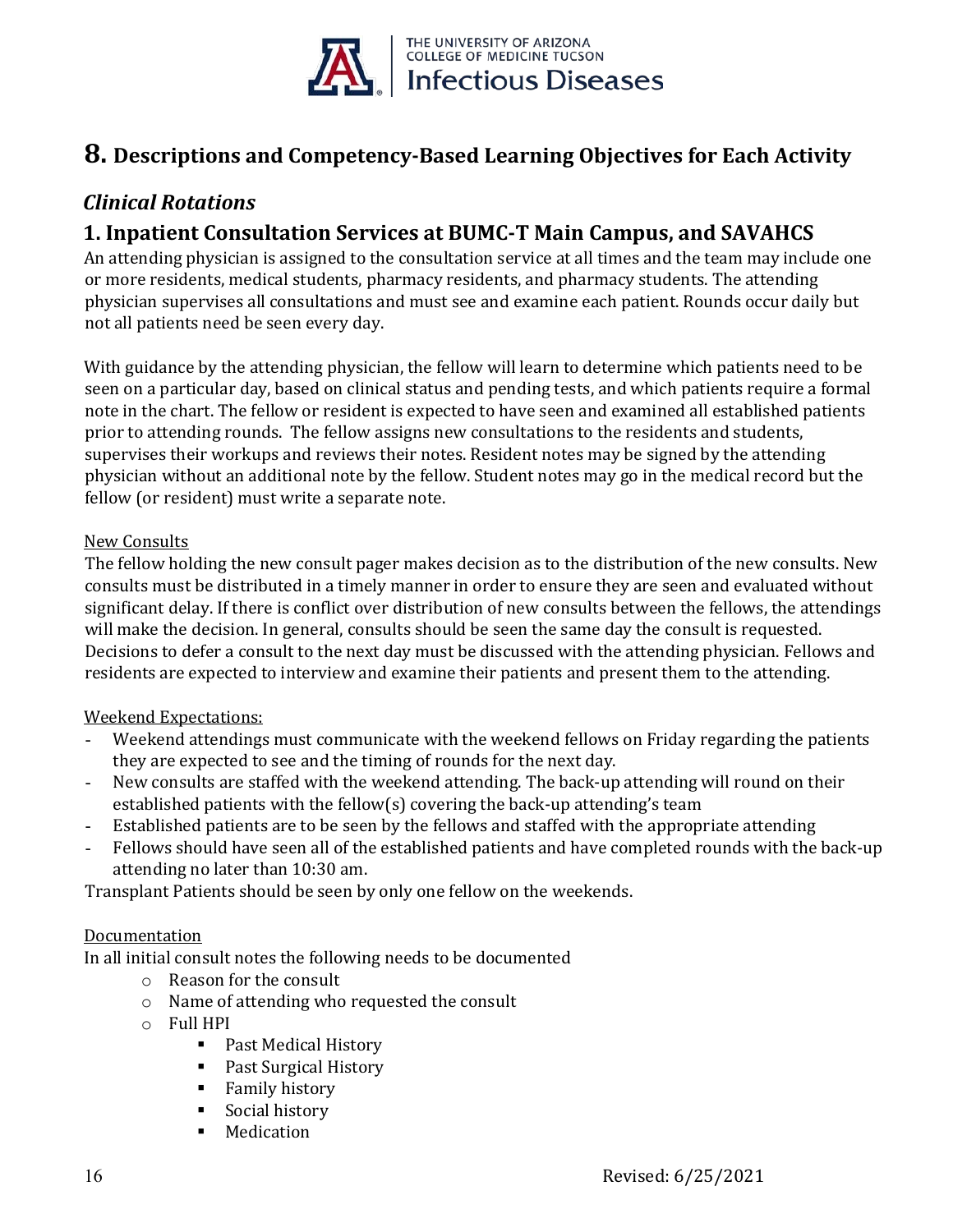# 8. Descriptions and Competency-Based Learning Objectives for Each Activity

## *Clinical Rotations*

## 1. Inpatient Consultation Services at BUMC-T Main Campus, and SAVAHCS

An attending physician is assigned to the consultation service at all times and the team may include one or more residents, medical students, pharmacy residents, and pharmacy students. The attending physician supervises all consultations and must see and examine each patient. Rounds occur daily but not all patients need be seen every day.

With guidance by the attending physician, the fellow will learn to determine which patients need to be seen on a particular day, based on clinical status and pending tests, and which patients require a formal note in the chart. The fellow or resident is expected to have seen and examined all established patients prior to attending rounds. The fellow assigns new consultations to the residents and students, supervises their workups and reviews their notes. Resident notes may be signed by the attending physician without an additional note by the fellow. Student notes may go in the medical record but the fellow (or resident) must write a separate note.

<u>New Consults</u>

The fellow holding the new consult pager makes decision as to the distribution of the new consults. New consults must be distributed in a timely manner in order to ensure they are seen and evaluated without significant delay. If there is conflict over distribution of new consults between the fellows, the attendings will make the decision. In general, consults should be seen the same day the consult is requested. Decisions to defer a consult to the next day must be discussed with the attending physician. Fellows and residents are expected to interview and examine their patients and present them to the attending.

<u>Weekend Expectations:</u>

- Weekend attendings must communicate with the weekend fellows on Friday regarding the patients they are expected to see and the timing of rounds for the next day.
- New consults are staffed with the weekend attending. The back-up attending will round on their established patients with the fellow(s) covering the back-up attending's team
- Established patients are to be seen by the fellows and staffed with the appropriate attending
- Fellows should have seen all of the established patients and have completed rounds with the back-up attending no later than 10:30 am.

Transplant Patients should be seen by only one fellow on the weekends.

<u>Documentation</u>

In all initial consult notes the following needs to be documented

- Reason for the consult
- Name of attending who requested the consult
- Full HPI
    - Past Medical History
    - Past Surgical History
    - Family history
    - Social history
    - Medication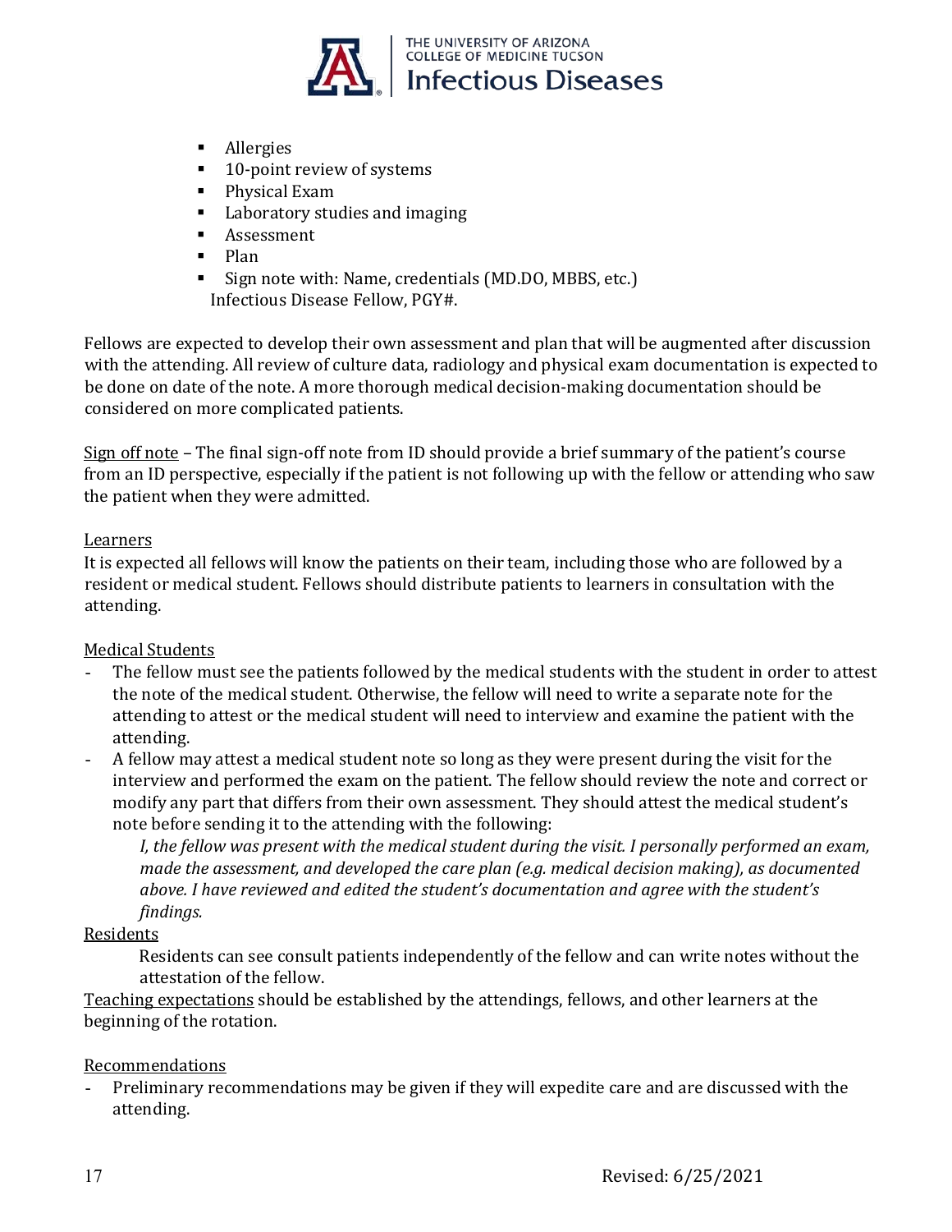- Allergies
- 10-point review of systems
- Physical Exam
- Laboratory studies and imaging
- Assessment
- Plan
- Sign note with: Name, credentials (MD.DO, MBBS, etc.)
  Infectious Disease Fellow, PGY#.

Fellows are expected to develop their own assessment and plan that will be augmented after discussion with the attending. All review of culture data, radiology and physical exam documentation is expected to be done on date of the note. A more thorough medical decision-making documentation should be considered on more complicated patients.

Sign off note – The final sign-off note from ID should provide a brief summary of the patient's course from an ID perspective, especially if the patient is not following up with the fellow or attending who saw the patient when they were admitted.

Learners

It is expected all fellows will know the patients on their team, including those who are followed by a resident or medical student. Fellows should distribute patients to learners in consultation with the attending.

Medical Students

- The fellow must see the patients followed by the medical students with the student in order to attest the note of the medical student. Otherwise, the fellow will need to write a separate note for the attending to attest or the medical student will need to interview and examine the patient with the attending.
- A fellow may attest a medical student note so long as they were present during the visit for the interview and performed the exam on the patient. The fellow should review the note and correct or modify any part that differs from their own assessment. They should attest the medical student's note before sending it to the attending with the following:

  *I, the fellow was present with the medical student during the visit. I personally performed an exam, made the assessment, and developed the care plan (e.g. medical decision making), as documented above. I have reviewed and edited the student's documentation and agree with the student's findings.*

Residents

Residents can see consult patients independently of the fellow and can write notes without the attestation of the fellow.

Teaching expectations should be established by the attendings, fellows, and other learners at the beginning of the rotation.

Recommendations

- Preliminary recommendations may be given if they will expedite care and are discussed with the attending.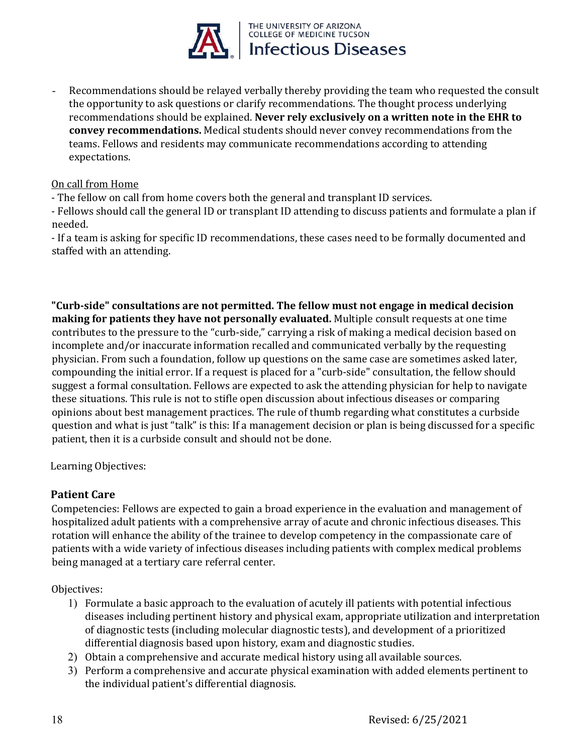- Recommendations should be relayed verbally thereby providing the team who requested the consult the opportunity to ask questions or clarify recommendations. The thought process underlying recommendations should be explained. **Never rely exclusively on a written note in the EHR to convey recommendations.** Medical students should never convey recommendations from the teams. Fellows and residents may communicate recommendations according to attending expectations.

<u>On call from Home</u>

- The fellow on call from home covers both the general and transplant ID services.
- Fellows should call the general ID or transplant ID attending to discuss patients and formulate a plan if needed.
- If a team is asking for specific ID recommendations, these cases need to be formally documented and staffed with an attending.

**"Curb-side" consultations are not permitted. The fellow must not engage in medical decision making for patients they have not personally evaluated.** Multiple consult requests at one time contributes to the pressure to the "curb-side," carrying a risk of making a medical decision based on incomplete and/or inaccurate information recalled and communicated verbally by the requesting physician. From such a foundation, follow up questions on the same case are sometimes asked later, compounding the initial error. If a request is placed for a "curb-side" consultation, the fellow should suggest a formal consultation. Fellows are expected to ask the attending physician for help to navigate these situations. This rule is not to stifle open discussion about infectious diseases or comparing opinions about best management practices. The rule of thumb regarding what constitutes a curbside question and what is just "talk" is this: If a management decision or plan is being discussed for a specific patient, then it is a curbside consult and should not be done.

Learning Objectives:

### Patient Care

Competencies: Fellows are expected to gain a broad experience in the evaluation and management of hospitalized adult patients with a comprehensive array of acute and chronic infectious diseases. This rotation will enhance the ability of the trainee to develop competency in the compassionate care of patients with a wide variety of infectious diseases including patients with complex medical problems being managed at a tertiary care referral center.

Objectives:

1) Formulate a basic approach to the evaluation of acutely ill patients with potential infectious diseases including pertinent history and physical exam, appropriate utilization and interpretation of diagnostic tests (including molecular diagnostic tests), and development of a prioritized differential diagnosis based upon history, exam and diagnostic studies.
2) Obtain a comprehensive and accurate medical history using all available sources.
3) Perform a comprehensive and accurate physical examination with added elements pertinent to the individual patient's differential diagnosis.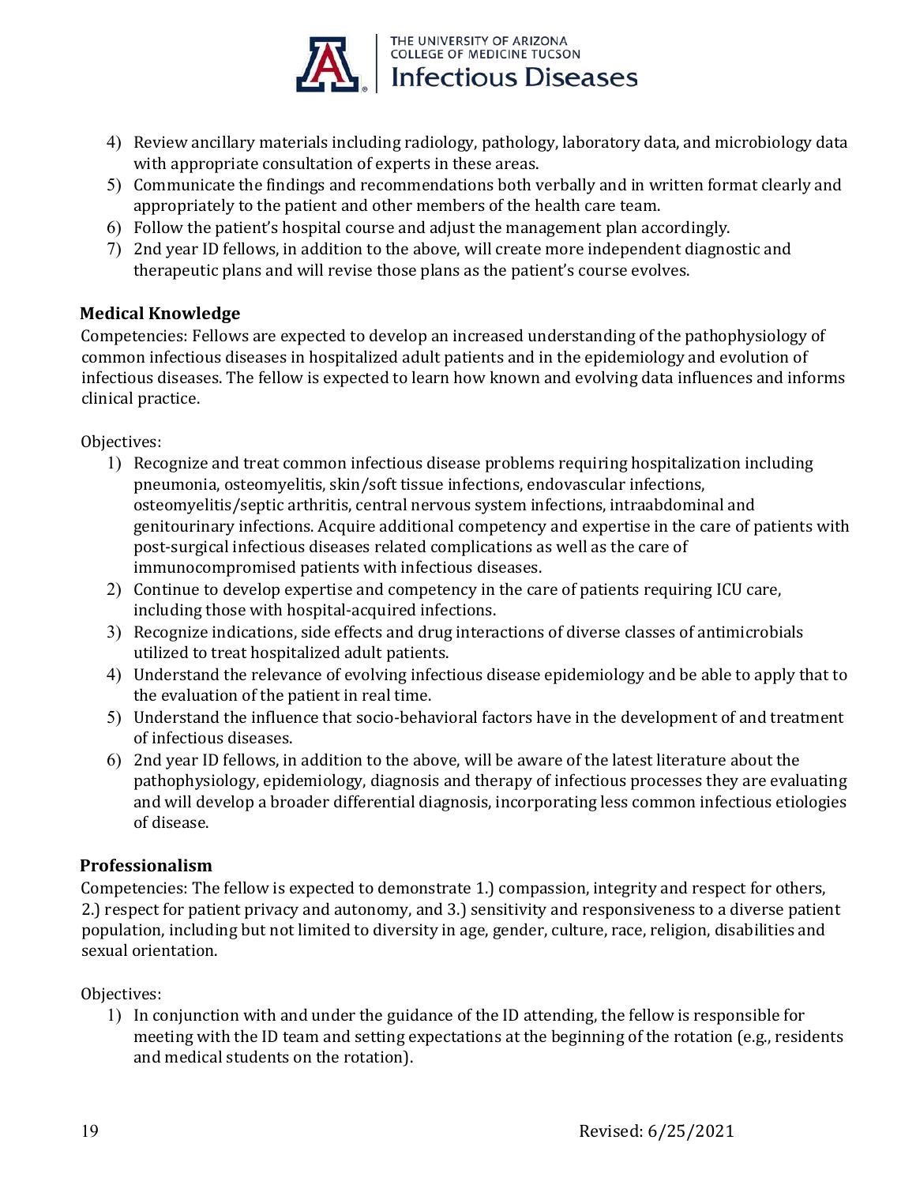4) Review ancillary materials including radiology, pathology, laboratory data, and microbiology data with appropriate consultation of experts in these areas.
5) Communicate the findings and recommendations both verbally and in written format clearly and appropriately to the patient and other members of the health care team.
6) Follow the patient's hospital course and adjust the management plan accordingly.
7) 2nd year ID fellows, in addition to the above, will create more independent diagnostic and therapeutic plans and will revise those plans as the patient's course evolves.

### Medical Knowledge

Competencies: Fellows are expected to develop an increased understanding of the pathophysiology of common infectious diseases in hospitalized adult patients and in the epidemiology and evolution of infectious diseases. The fellow is expected to learn how known and evolving data influences and informs clinical practice.

Objectives:

1) Recognize and treat common infectious disease problems requiring hospitalization including pneumonia, osteomyelitis, skin/soft tissue infections, endovascular infections, osteomyelitis/septic arthritis, central nervous system infections, intraabdominal and genitourinary infections. Acquire additional competency and expertise in the care of patients with post-surgical infectious diseases related complications as well as the care of immunocompromised patients with infectious diseases.
2) Continue to develop expertise and competency in the care of patients requiring ICU care, including those with hospital-acquired infections.
3) Recognize indications, side effects and drug interactions of diverse classes of antimicrobials utilized to treat hospitalized adult patients.
4) Understand the relevance of evolving infectious disease epidemiology and be able to apply that to the evaluation of the patient in real time.
5) Understand the influence that socio-behavioral factors have in the development of and treatment of infectious diseases.
6) 2nd year ID fellows, in addition to the above, will be aware of the latest literature about the pathophysiology, epidemiology, diagnosis and therapy of infectious processes they are evaluating and will develop a broader differential diagnosis, incorporating less common infectious etiologies of disease.

### Professionalism

Competencies: The fellow is expected to demonstrate 1.) compassion, integrity and respect for others, 2.) respect for patient privacy and autonomy, and 3.) sensitivity and responsiveness to a diverse patient population, including but not limited to diversity in age, gender, culture, race, religion, disabilities and sexual orientation.

Objectives:

1) In conjunction with and under the guidance of the ID attending, the fellow is responsible for meeting with the ID team and setting expectations at the beginning of the rotation (e.g., residents and medical students on the rotation).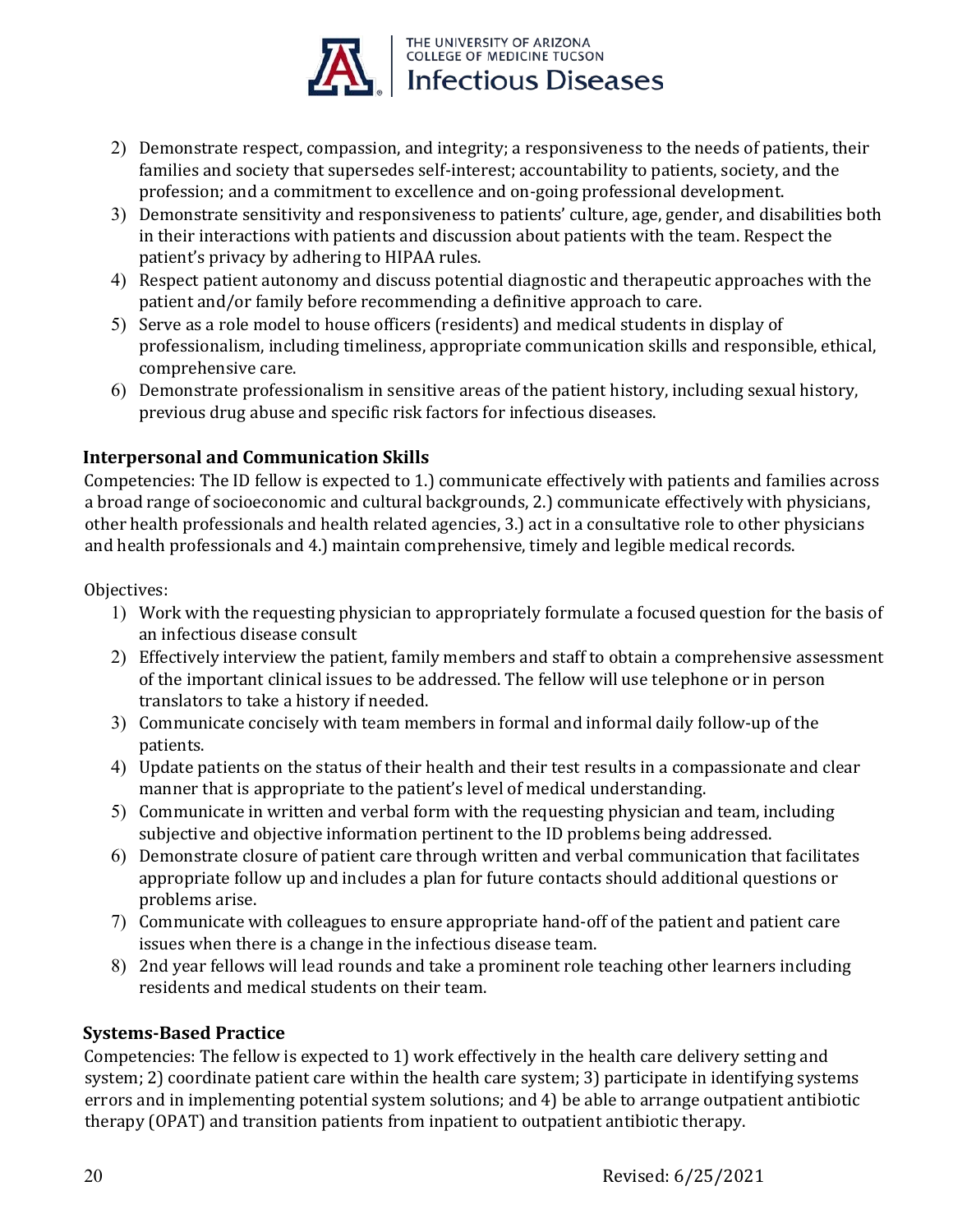2) Demonstrate respect, compassion, and integrity; a responsiveness to the needs of patients, their families and society that supersedes self-interest; accountability to patients, society, and the profession; and a commitment to excellence and on-going professional development.
3) Demonstrate sensitivity and responsiveness to patients' culture, age, gender, and disabilities both in their interactions with patients and discussion about patients with the team. Respect the patient's privacy by adhering to HIPAA rules.
4) Respect patient autonomy and discuss potential diagnostic and therapeutic approaches with the patient and/or family before recommending a definitive approach to care.
5) Serve as a role model to house officers (residents) and medical students in display of professionalism, including timeliness, appropriate communication skills and responsible, ethical, comprehensive care.
6) Demonstrate professionalism in sensitive areas of the patient history, including sexual history, previous drug abuse and specific risk factors for infectious diseases.

### Interpersonal and Communication Skills

Competencies: The ID fellow is expected to 1.) communicate effectively with patients and families across a broad range of socioeconomic and cultural backgrounds, 2.) communicate effectively with physicians, other health professionals and health related agencies, 3.) act in a consultative role to other physicians and health professionals and 4.) maintain comprehensive, timely and legible medical records.

Objectives:

1) Work with the requesting physician to appropriately formulate a focused question for the basis of an infectious disease consult
2) Effectively interview the patient, family members and staff to obtain a comprehensive assessment of the important clinical issues to be addressed. The fellow will use telephone or in person translators to take a history if needed.
3) Communicate concisely with team members in formal and informal daily follow-up of the patients.
4) Update patients on the status of their health and their test results in a compassionate and clear manner that is appropriate to the patient's level of medical understanding.
5) Communicate in written and verbal form with the requesting physician and team, including subjective and objective information pertinent to the ID problems being addressed.
6) Demonstrate closure of patient care through written and verbal communication that facilitates appropriate follow up and includes a plan for future contacts should additional questions or problems arise.
7) Communicate with colleagues to ensure appropriate hand-off of the patient and patient care issues when there is a change in the infectious disease team.
8) 2nd year fellows will lead rounds and take a prominent role teaching other learners including residents and medical students on their team.

### Systems-Based Practice

Competencies: The fellow is expected to 1) work effectively in the health care delivery setting and system; 2) coordinate patient care within the health care system; 3) participate in identifying systems errors and in implementing potential system solutions; and 4) be able to arrange outpatient antibiotic therapy (OPAT) and transition patients from inpatient to outpatient antibiotic therapy.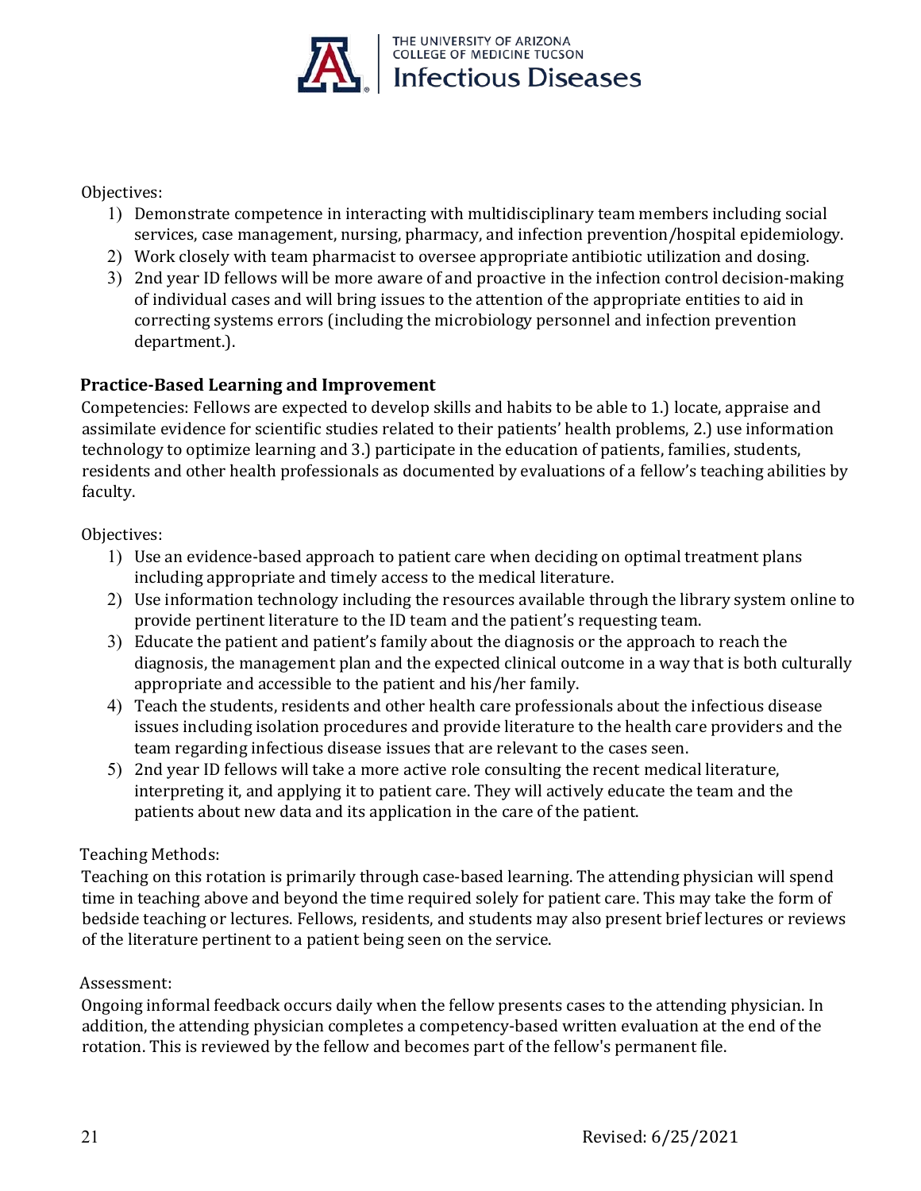Objectives:

1) Demonstrate competence in interacting with multidisciplinary team members including social services, case management, nursing, pharmacy, and infection prevention/hospital epidemiology.
2) Work closely with team pharmacist to oversee appropriate antibiotic utilization and dosing.
3) 2nd year ID fellows will be more aware of and proactive in the infection control decision-making of individual cases and will bring issues to the attention of the appropriate entities to aid in correcting systems errors (including the microbiology personnel and infection prevention department.).

### Practice-Based Learning and Improvement

Competencies: Fellows are expected to develop skills and habits to be able to 1.) locate, appraise and assimilate evidence for scientific studies related to their patients' health problems, 2.) use information technology to optimize learning and 3.) participate in the education of patients, families, students, residents and other health professionals as documented by evaluations of a fellow's teaching abilities by faculty.

Objectives:

1) Use an evidence-based approach to patient care when deciding on optimal treatment plans including appropriate and timely access to the medical literature.
2) Use information technology including the resources available through the library system online to provide pertinent literature to the ID team and the patient's requesting team.
3) Educate the patient and patient's family about the diagnosis or the approach to reach the diagnosis, the management plan and the expected clinical outcome in a way that is both culturally appropriate and accessible to the patient and his/her family.
4) Teach the students, residents and other health care professionals about the infectious disease issues including isolation procedures and provide literature to the health care providers and the team regarding infectious disease issues that are relevant to the cases seen.
5) 2nd year ID fellows will take a more active role consulting the recent medical literature, interpreting it, and applying it to patient care. They will actively educate the team and the patients about new data and its application in the care of the patient.

Teaching Methods:

Teaching on this rotation is primarily through case-based learning. The attending physician will spend time in teaching above and beyond the time required solely for patient care. This may take the form of bedside teaching or lectures. Fellows, residents, and students may also present brief lectures or reviews of the literature pertinent to a patient being seen on the service.

Assessment:

Ongoing informal feedback occurs daily when the fellow presents cases to the attending physician. In addition, the attending physician completes a competency-based written evaluation at the end of the rotation. This is reviewed by the fellow and becomes part of the fellow's permanent file.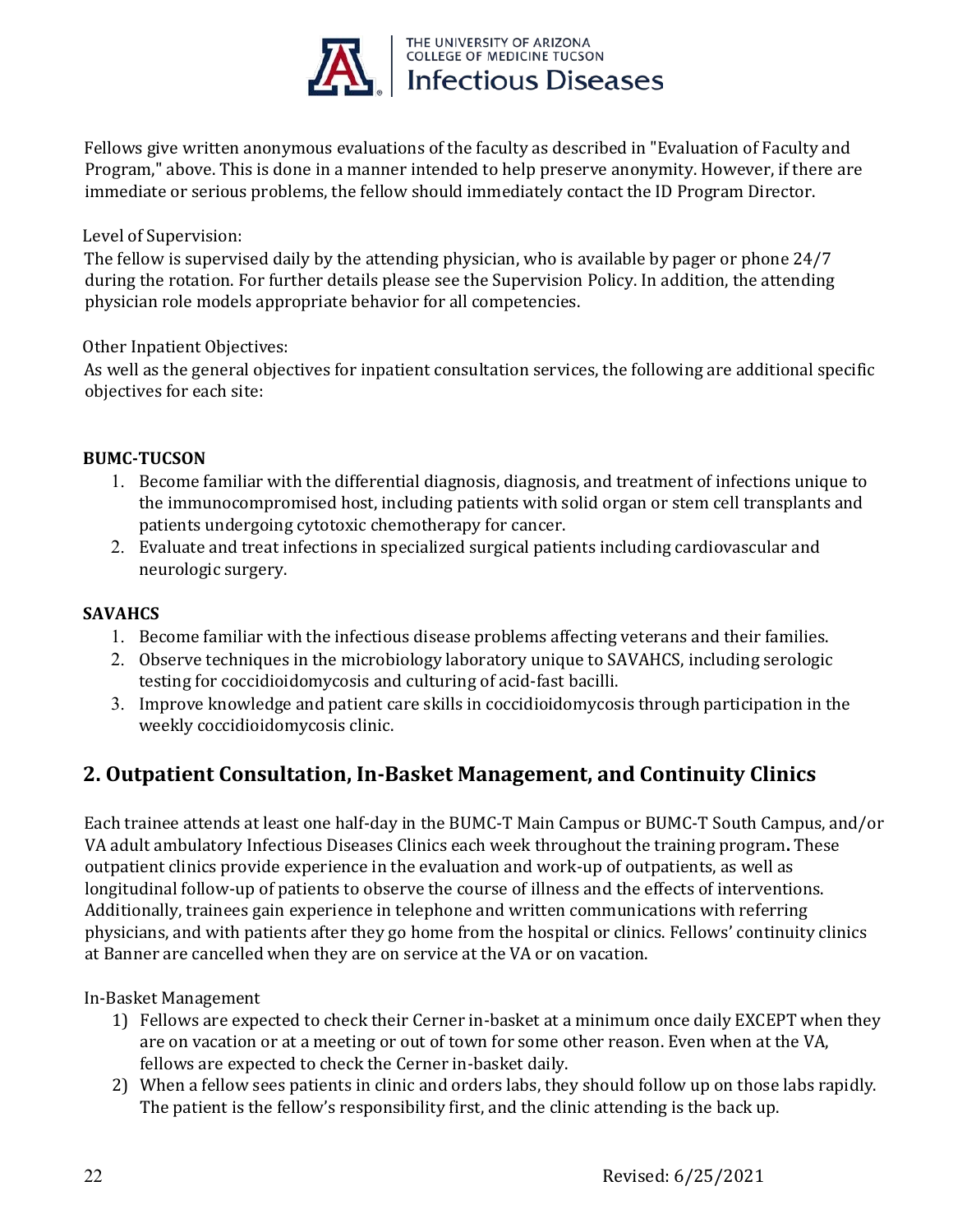Fellows give written anonymous evaluations of the faculty as described in "Evaluation of Faculty and Program," above. This is done in a manner intended to help preserve anonymity. However, if there are immediate or serious problems, the fellow should immediately contact the ID Program Director.

Level of Supervision:
The fellow is supervised daily by the attending physician, who is available by pager or phone 24/7 during the rotation. For further details please see the Supervision Policy. In addition, the attending physician role models appropriate behavior for all competencies.

Other Inpatient Objectives:
As well as the general objectives for inpatient consultation services, the following are additional specific objectives for each site:

**BUMC-TUCSON**

1. Become familiar with the differential diagnosis, diagnosis, and treatment of infections unique to the immunocompromised host, including patients with solid organ or stem cell transplants and patients undergoing cytotoxic chemotherapy for cancer.
2. Evaluate and treat infections in specialized surgical patients including cardiovascular and neurologic surgery.

**SAVAHCS**

1. Become familiar with the infectious disease problems affecting veterans and their families.
2. Observe techniques in the microbiology laboratory unique to SAVAHCS, including serologic testing for coccidioidomycosis and culturing of acid-fast bacilli.
3. Improve knowledge and patient care skills in coccidioidomycosis through participation in the weekly coccidioidomycosis clinic.

## 2. Outpatient Consultation, In-Basket Management, and Continuity Clinics

Each trainee attends at least one half-day in the BUMC-T Main Campus or BUMC-T South Campus, and/or VA adult ambulatory Infectious Diseases Clinics each week throughout the training program**.** These outpatient clinics provide experience in the evaluation and work-up of outpatients, as well as longitudinal follow-up of patients to observe the course of illness and the effects of interventions. Additionally, trainees gain experience in telephone and written communications with referring physicians, and with patients after they go home from the hospital or clinics. Fellows' continuity clinics at Banner are cancelled when they are on service at the VA or on vacation.

In-Basket Management

1) Fellows are expected to check their Cerner in-basket at a minimum once daily EXCEPT when they are on vacation or at a meeting or out of town for some other reason. Even when at the VA, fellows are expected to check the Cerner in-basket daily.
2) When a fellow sees patients in clinic and orders labs, they should follow up on those labs rapidly. The patient is the fellow's responsibility first, and the clinic attending is the back up.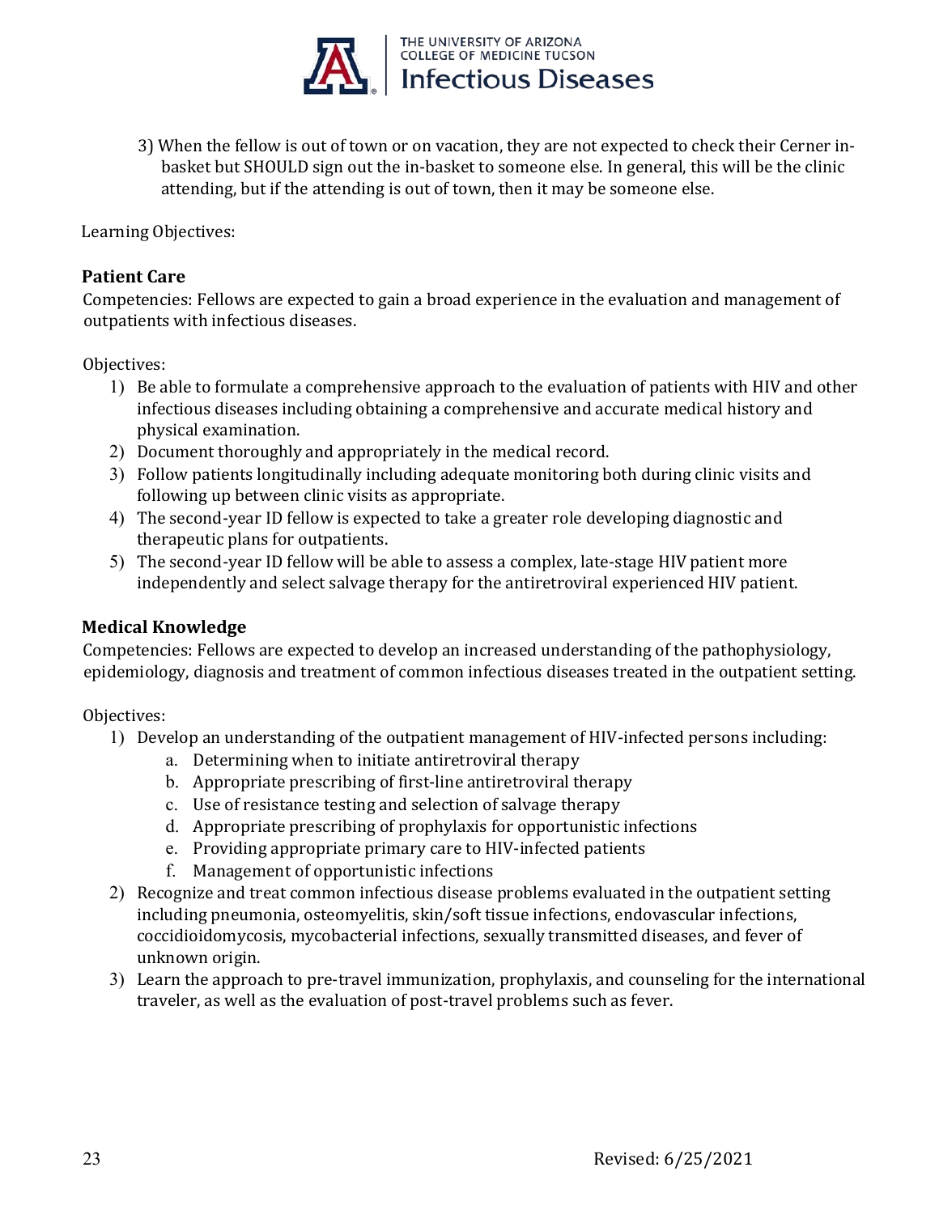3) When the fellow is out of town or on vacation, they are not expected to check their Cerner in-basket but SHOULD sign out the in-basket to someone else. In general, this will be the clinic attending, but if the attending is out of town, then it may be someone else.

Learning Objectives:

### Patient Care

Competencies: Fellows are expected to gain a broad experience in the evaluation and management of outpatients with infectious diseases.

Objectives:

1) Be able to formulate a comprehensive approach to the evaluation of patients with HIV and other infectious diseases including obtaining a comprehensive and accurate medical history and physical examination.
2) Document thoroughly and appropriately in the medical record.
3) Follow patients longitudinally including adequate monitoring both during clinic visits and following up between clinic visits as appropriate.
4) The second-year ID fellow is expected to take a greater role developing diagnostic and therapeutic plans for outpatients.
5) The second-year ID fellow will be able to assess a complex, late-stage HIV patient more independently and select salvage therapy for the antiretroviral experienced HIV patient.

### Medical Knowledge

Competencies: Fellows are expected to develop an increased understanding of the pathophysiology, epidemiology, diagnosis and treatment of common infectious diseases treated in the outpatient setting.

Objectives:

1) Develop an understanding of the outpatient management of HIV-infected persons including:
   a. Determining when to initiate antiretroviral therapy
   b. Appropriate prescribing of first-line antiretroviral therapy
   c. Use of resistance testing and selection of salvage therapy
   d. Appropriate prescribing of prophylaxis for opportunistic infections
   e. Providing appropriate primary care to HIV-infected patients
   f. Management of opportunistic infections
2) Recognize and treat common infectious disease problems evaluated in the outpatient setting including pneumonia, osteomyelitis, skin/soft tissue infections, endovascular infections, coccidioidomycosis, mycobacterial infections, sexually transmitted diseases, and fever of unknown origin.
3) Learn the approach to pre-travel immunization, prophylaxis, and counseling for the international traveler, as well as the evaluation of post-travel problems such as fever.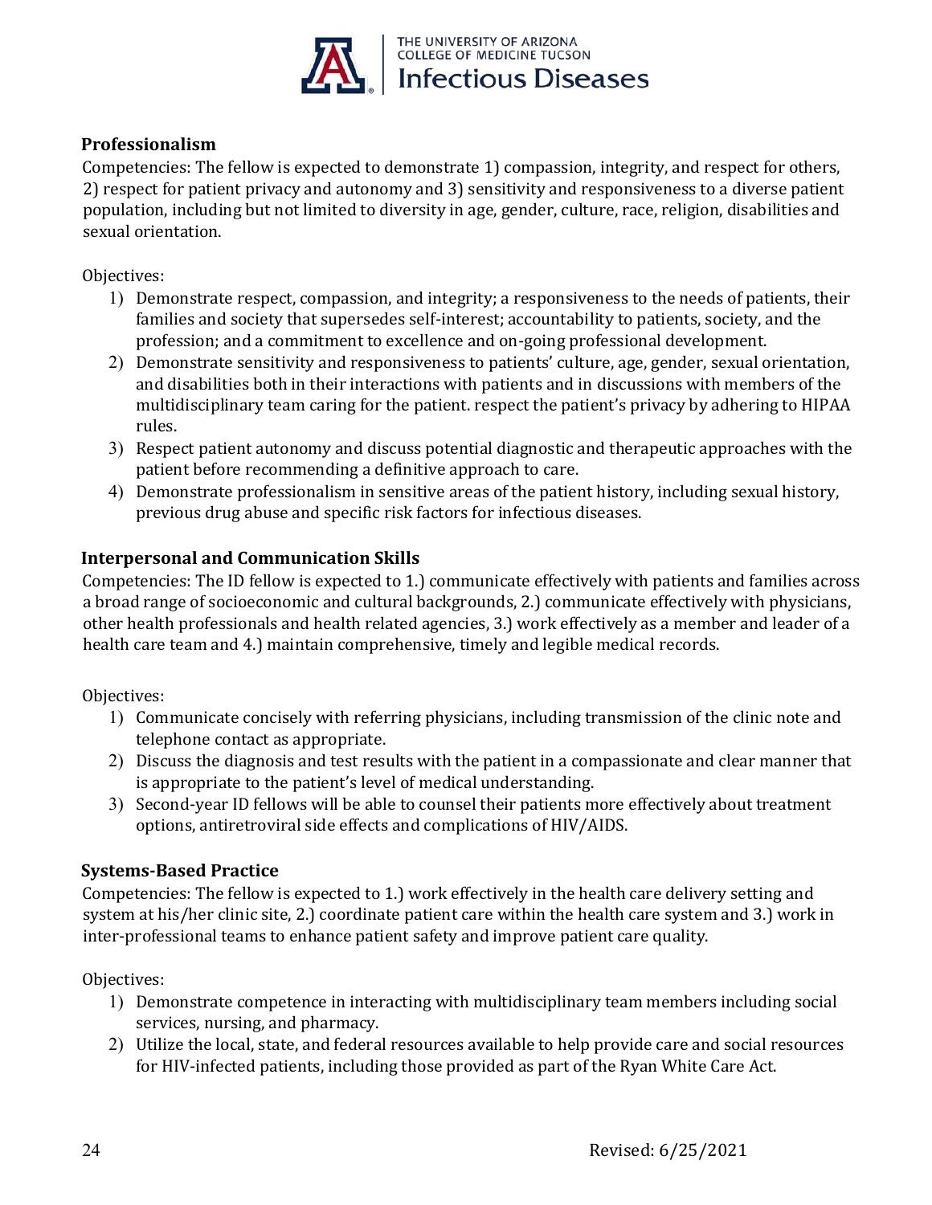## Professionalism

Competencies: The fellow is expected to demonstrate 1) compassion, integrity, and respect for others, 2) respect for patient privacy and autonomy and 3) sensitivity and responsiveness to a diverse patient population, including but not limited to diversity in age, gender, culture, race, religion, disabilities and sexual orientation.

Objectives:

1) Demonstrate respect, compassion, and integrity; a responsiveness to the needs of patients, their families and society that supersedes self-interest; accountability to patients, society, and the profession; and a commitment to excellence and on-going professional development.
2) Demonstrate sensitivity and responsiveness to patients' culture, age, gender, sexual orientation, and disabilities both in their interactions with patients and in discussions with members of the multidisciplinary team caring for the patient. respect the patient's privacy by adhering to HIPAA rules.
3) Respect patient autonomy and discuss potential diagnostic and therapeutic approaches with the patient before recommending a definitive approach to care.
4) Demonstrate professionalism in sensitive areas of the patient history, including sexual history, previous drug abuse and specific risk factors for infectious diseases.

## Interpersonal and Communication Skills

Competencies: The ID fellow is expected to 1.) communicate effectively with patients and families across a broad range of socioeconomic and cultural backgrounds, 2.) communicate effectively with physicians, other health professionals and health related agencies, 3.) work effectively as a member and leader of a health care team and 4.) maintain comprehensive, timely and legible medical records.

Objectives:

1) Communicate concisely with referring physicians, including transmission of the clinic note and telephone contact as appropriate.
2) Discuss the diagnosis and test results with the patient in a compassionate and clear manner that is appropriate to the patient's level of medical understanding.
3) Second-year ID fellows will be able to counsel their patients more effectively about treatment options, antiretroviral side effects and complications of HIV/AIDS.

## Systems-Based Practice

Competencies: The fellow is expected to 1.) work effectively in the health care delivery setting and system at his/her clinic site, 2.) coordinate patient care within the health care system and 3.) work in inter-professional teams to enhance patient safety and improve patient care quality.

Objectives:

1) Demonstrate competence in interacting with multidisciplinary team members including social services, nursing, and pharmacy.
2) Utilize the local, state, and federal resources available to help provide care and social resources for HIV-infected patients, including those provided as part of the Ryan White Care Act.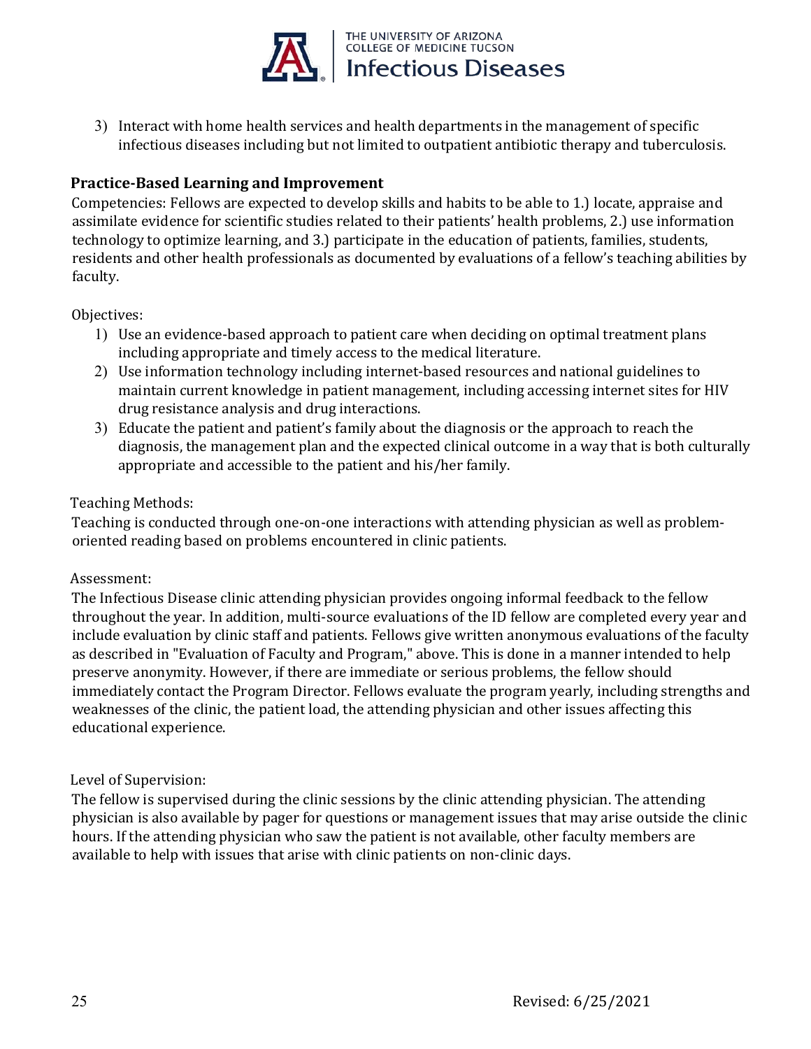3) Interact with home health services and health departments in the management of specific infectious diseases including but not limited to outpatient antibiotic therapy and tuberculosis.

### Practice-Based Learning and Improvement

Competencies: Fellows are expected to develop skills and habits to be able to 1.) locate, appraise and assimilate evidence for scientific studies related to their patients' health problems, 2.) use information technology to optimize learning, and 3.) participate in the education of patients, families, students, residents and other health professionals as documented by evaluations of a fellow's teaching abilities by faculty.

Objectives:

1) Use an evidence-based approach to patient care when deciding on optimal treatment plans including appropriate and timely access to the medical literature.
2) Use information technology including internet-based resources and national guidelines to maintain current knowledge in patient management, including accessing internet sites for HIV drug resistance analysis and drug interactions.
3) Educate the patient and patient's family about the diagnosis or the approach to reach the diagnosis, the management plan and the expected clinical outcome in a way that is both culturally appropriate and accessible to the patient and his/her family.

Teaching Methods:

Teaching is conducted through one-on-one interactions with attending physician as well as problem-oriented reading based on problems encountered in clinic patients.

Assessment:

The Infectious Disease clinic attending physician provides ongoing informal feedback to the fellow throughout the year. In addition, multi-source evaluations of the ID fellow are completed every year and include evaluation by clinic staff and patients. Fellows give written anonymous evaluations of the faculty as described in "Evaluation of Faculty and Program," above. This is done in a manner intended to help preserve anonymity. However, if there are immediate or serious problems, the fellow should immediately contact the Program Director. Fellows evaluate the program yearly, including strengths and weaknesses of the clinic, the patient load, the attending physician and other issues affecting this educational experience.

Level of Supervision:

The fellow is supervised during the clinic sessions by the clinic attending physician. The attending physician is also available by pager for questions or management issues that may arise outside the clinic hours. If the attending physician who saw the patient is not available, other faculty members are available to help with issues that arise with clinic patients on non-clinic days.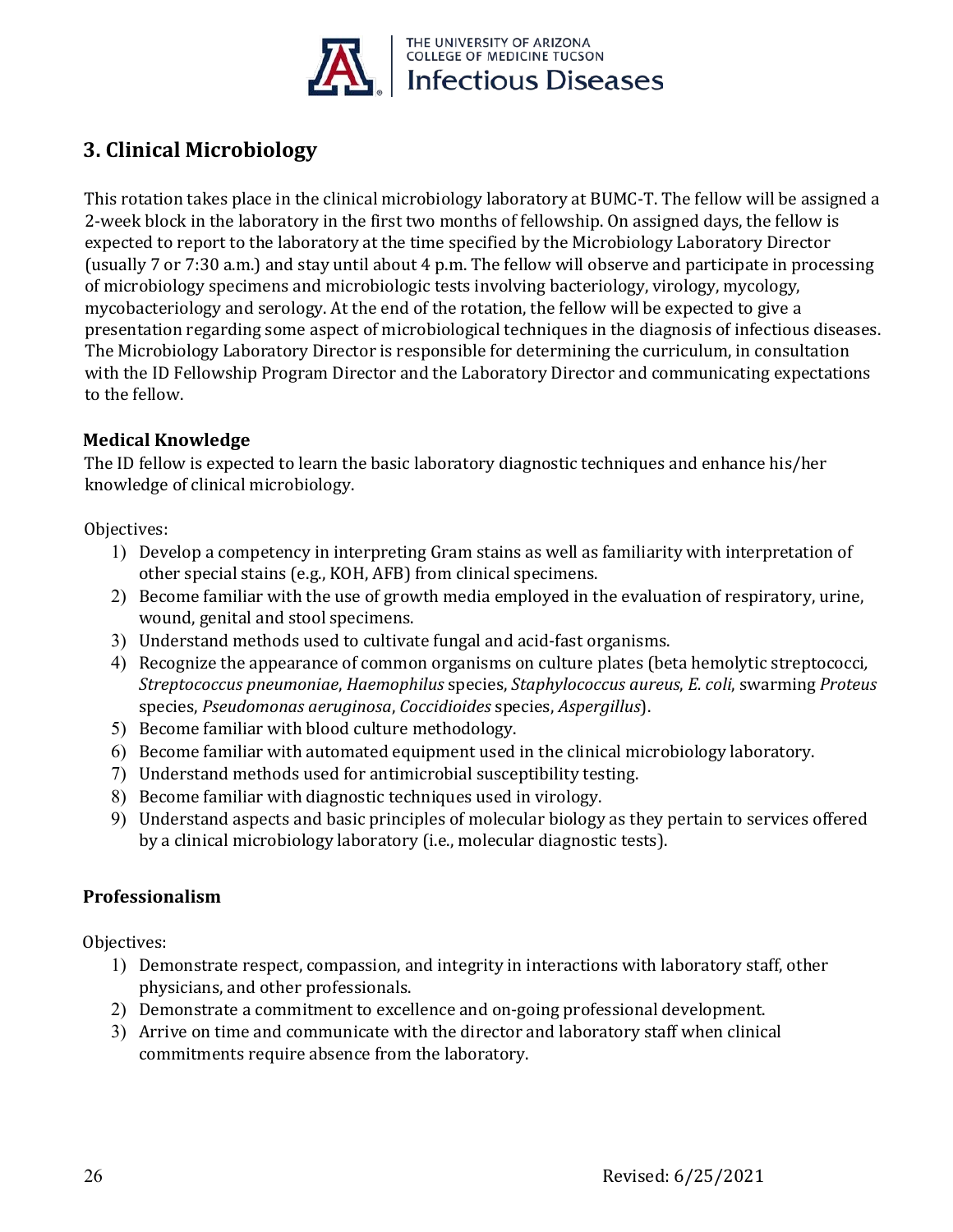## 3. Clinical Microbiology

This rotation takes place in the clinical microbiology laboratory at BUMC-T. The fellow will be assigned a 2-week block in the laboratory in the first two months of fellowship. On assigned days, the fellow is expected to report to the laboratory at the time specified by the Microbiology Laboratory Director (usually 7 or 7:30 a.m.) and stay until about 4 p.m. The fellow will observe and participate in processing of microbiology specimens and microbiologic tests involving bacteriology, virology, mycology, mycobacteriology and serology. At the end of the rotation, the fellow will be expected to give a presentation regarding some aspect of microbiological techniques in the diagnosis of infectious diseases. The Microbiology Laboratory Director is responsible for determining the curriculum, in consultation with the ID Fellowship Program Director and the Laboratory Director and communicating expectations to the fellow.

### Medical Knowledge

The ID fellow is expected to learn the basic laboratory diagnostic techniques and enhance his/her knowledge of clinical microbiology.

Objectives:

1) Develop a competency in interpreting Gram stains as well as familiarity with interpretation of other special stains (e.g., KOH, AFB) from clinical specimens.
2) Become familiar with the use of growth media employed in the evaluation of respiratory, urine, wound, genital and stool specimens.
3) Understand methods used to cultivate fungal and acid-fast organisms.
4) Recognize the appearance of common organisms on culture plates (beta hemolytic streptococci, *Streptococcus pneumoniae*, *Haemophilus* species, *Staphylococcus aureus*, *E. coli*, swarming *Proteus* species, *Pseudomonas aeruginosa*, *Coccidioides* species, *Aspergillus*).
5) Become familiar with blood culture methodology.
6) Become familiar with automated equipment used in the clinical microbiology laboratory.
7) Understand methods used for antimicrobial susceptibility testing.
8) Become familiar with diagnostic techniques used in virology.
9) Understand aspects and basic principles of molecular biology as they pertain to services offered by a clinical microbiology laboratory (i.e., molecular diagnostic tests).

### Professionalism

Objectives:

1) Demonstrate respect, compassion, and integrity in interactions with laboratory staff, other physicians, and other professionals.
2) Demonstrate a commitment to excellence and on-going professional development.
3) Arrive on time and communicate with the director and laboratory staff when clinical commitments require absence from the laboratory.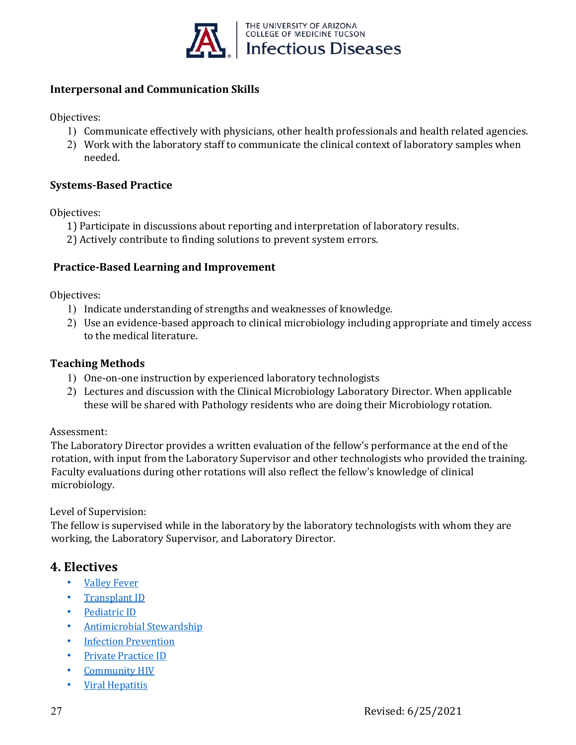### Interpersonal and Communication Skills

Objectives:

1) Communicate effectively with physicians, other health professionals and health related agencies.
2) Work with the laboratory staff to communicate the clinical context of laboratory samples when needed.

### Systems-Based Practice

Objectives:

1) Participate in discussions about reporting and interpretation of laboratory results.
2) Actively contribute to finding solutions to prevent system errors.

### Practice-Based Learning and Improvement

Objectives:

1) Indicate understanding of strengths and weaknesses of knowledge.
2) Use an evidence-based approach to clinical microbiology including appropriate and timely access to the medical literature.

### Teaching Methods

1) One-on-one instruction by experienced laboratory technologists
2) Lectures and discussion with the Clinical Microbiology Laboratory Director. When applicable these will be shared with Pathology residents who are doing their Microbiology rotation.

Assessment:

The Laboratory Director provides a written evaluation of the fellow's performance at the end of the rotation, with input from the Laboratory Supervisor and other technologists who provided the training. Faculty evaluations during other rotations will also reflect the fellow's knowledge of clinical microbiology.

Level of Supervision:

The fellow is supervised while in the laboratory by the laboratory technologists with whom they are working, the Laboratory Supervisor, and Laboratory Director.

## 4. Electives

- Valley Fever
- Transplant ID
- Pediatric ID
- Antimicrobial Stewardship
- Infection Prevention
- Private Practice ID
- Community HIV
- Viral Hepatitis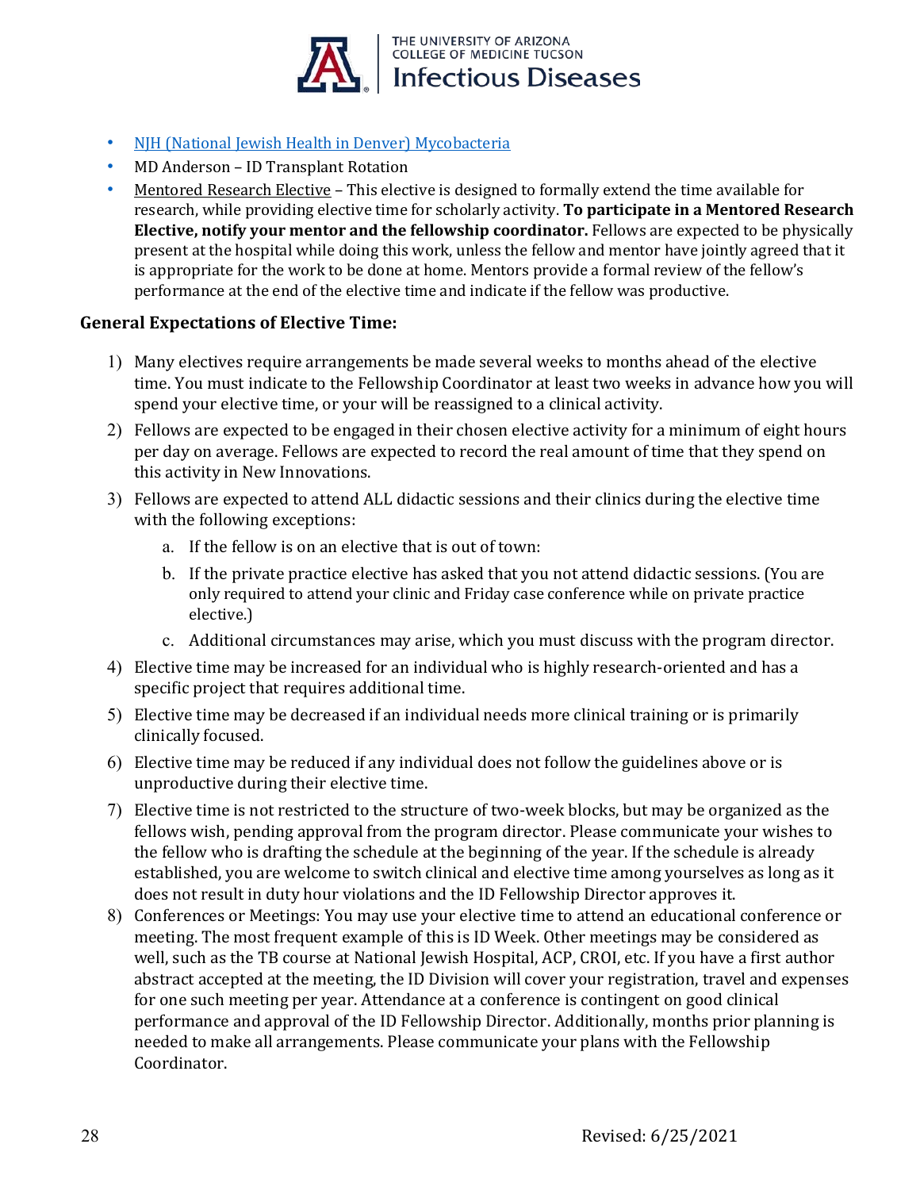- NJH (National Jewish Health in Denver) Mycobacteria
- MD Anderson – ID Transplant Rotation
- Mentored Research Elective – This elective is designed to formally extend the time available for research, while providing elective time for scholarly activity. **To participate in a Mentored Research Elective, notify your mentor and the fellowship coordinator.** Fellows are expected to be physically present at the hospital while doing this work, unless the fellow and mentor have jointly agreed that it is appropriate for the work to be done at home. Mentors provide a formal review of the fellow's performance at the end of the elective time and indicate if the fellow was productive.

### General Expectations of Elective Time:

1) Many electives require arrangements be made several weeks to months ahead of the elective time. You must indicate to the Fellowship Coordinator at least two weeks in advance how you will spend your elective time, or your will be reassigned to a clinical activity.
2) Fellows are expected to be engaged in their chosen elective activity for a minimum of eight hours per day on average. Fellows are expected to record the real amount of time that they spend on this activity in New Innovations.
3) Fellows are expected to attend ALL didactic sessions and their clinics during the elective time with the following exceptions:
    a. If the fellow is on an elective that is out of town:
    b. If the private practice elective has asked that you not attend didactic sessions. (You are only required to attend your clinic and Friday case conference while on private practice elective.)
    c. Additional circumstances may arise, which you must discuss with the program director.
4) Elective time may be increased for an individual who is highly research-oriented and has a specific project that requires additional time.
5) Elective time may be decreased if an individual needs more clinical training or is primarily clinically focused.
6) Elective time may be reduced if any individual does not follow the guidelines above or is unproductive during their elective time.
7) Elective time is not restricted to the structure of two-week blocks, but may be organized as the fellows wish, pending approval from the program director. Please communicate your wishes to the fellow who is drafting the schedule at the beginning of the year. If the schedule is already established, you are welcome to switch clinical and elective time among yourselves as long as it does not result in duty hour violations and the ID Fellowship Director approves it.
8) Conferences or Meetings: You may use your elective time to attend an educational conference or meeting. The most frequent example of this is ID Week. Other meetings may be considered as well, such as the TB course at National Jewish Hospital, ACP, CROI, etc. If you have a first author abstract accepted at the meeting, the ID Division will cover your registration, travel and expenses for one such meeting per year. Attendance at a conference is contingent on good clinical performance and approval of the ID Fellowship Director. Additionally, months prior planning is needed to make all arrangements. Please communicate your plans with the Fellowship Coordinator.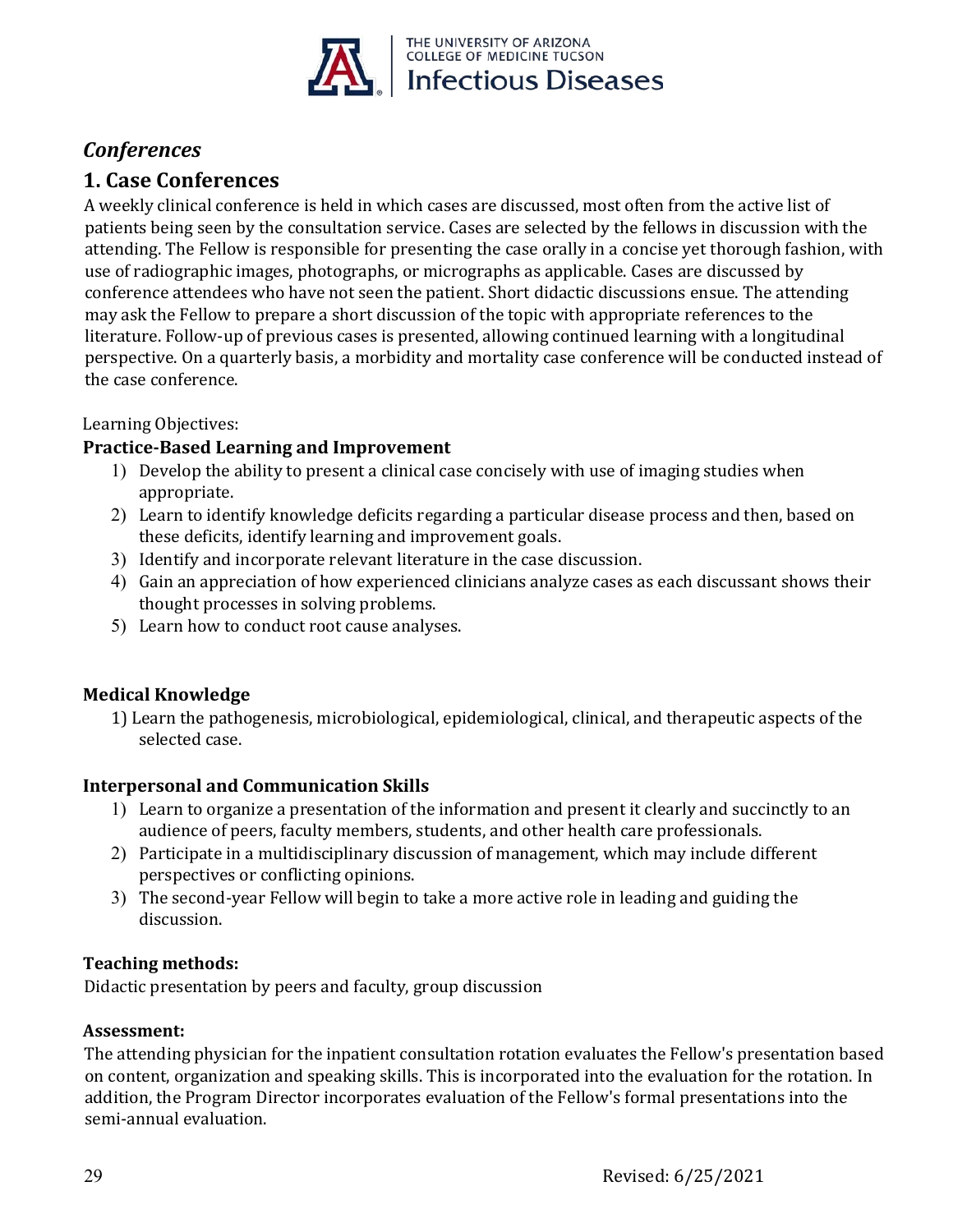## *Conferences*

## 1. Case Conferences

A weekly clinical conference is held in which cases are discussed, most often from the active list of patients being seen by the consultation service. Cases are selected by the fellows in discussion with the attending. The Fellow is responsible for presenting the case orally in a concise yet thorough fashion, with use of radiographic images, photographs, or micrographs as applicable. Cases are discussed by conference attendees who have not seen the patient. Short didactic discussions ensue. The attending may ask the Fellow to prepare a short discussion of the topic with appropriate references to the literature. Follow-up of previous cases is presented, allowing continued learning with a longitudinal perspective. On a quarterly basis, a morbidity and mortality case conference will be conducted instead of the case conference.

Learning Objectives:

**Practice-Based Learning and Improvement**

1) Develop the ability to present a clinical case concisely with use of imaging studies when appropriate.
2) Learn to identify knowledge deficits regarding a particular disease process and then, based on these deficits, identify learning and improvement goals.
3) Identify and incorporate relevant literature in the case discussion.
4) Gain an appreciation of how experienced clinicians analyze cases as each discussant shows their thought processes in solving problems.
5) Learn how to conduct root cause analyses.

**Medical Knowledge**

1) Learn the pathogenesis, microbiological, epidemiological, clinical, and therapeutic aspects of the selected case.

**Interpersonal and Communication Skills**

1) Learn to organize a presentation of the information and present it clearly and succinctly to an audience of peers, faculty members, students, and other health care professionals.
2) Participate in a multidisciplinary discussion of management, which may include different perspectives or conflicting opinions.
3) The second-year Fellow will begin to take a more active role in leading and guiding the discussion.

**Teaching methods:**

Didactic presentation by peers and faculty, group discussion

**Assessment:**

The attending physician for the inpatient consultation rotation evaluates the Fellow's presentation based on content, organization and speaking skills. This is incorporated into the evaluation for the rotation. In addition, the Program Director incorporates evaluation of the Fellow's formal presentations into the semi-annual evaluation.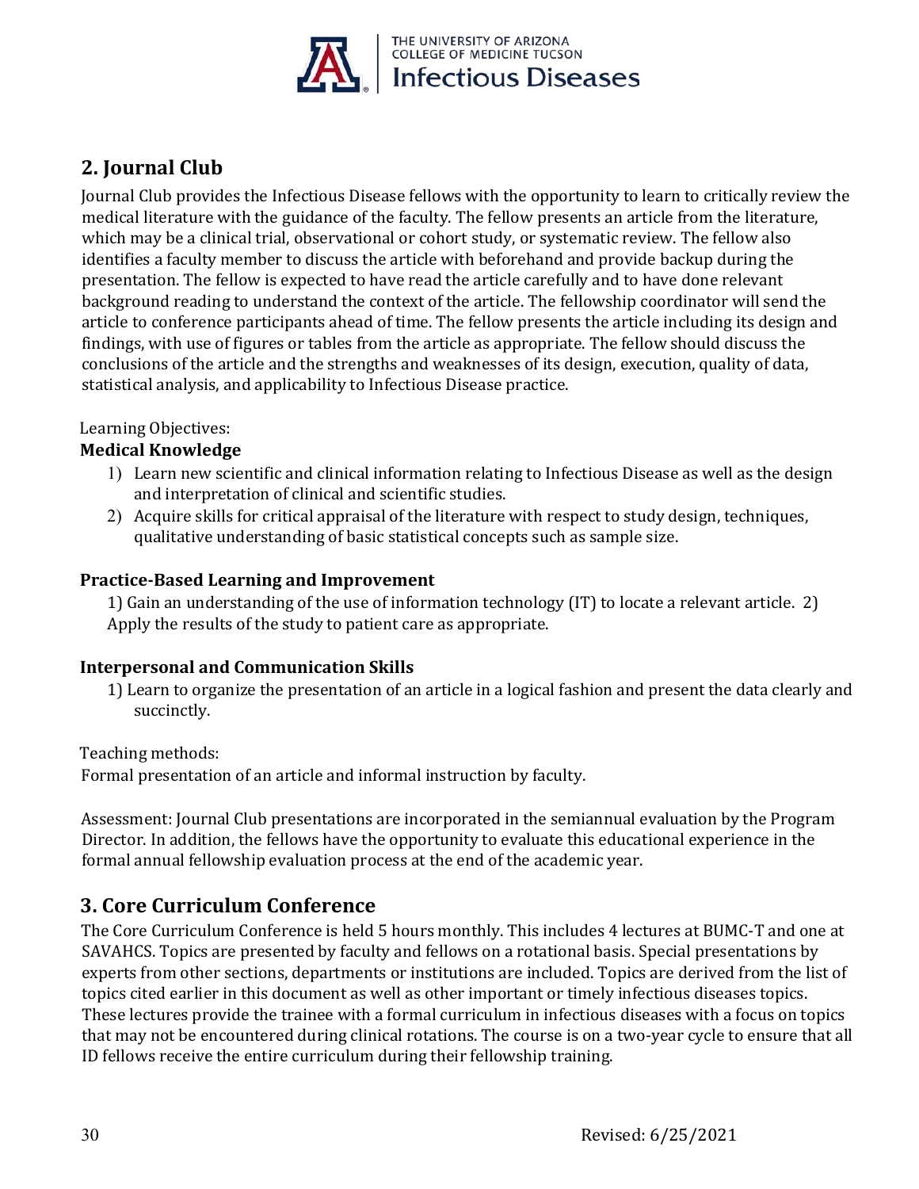## 2. Journal Club

Journal Club provides the Infectious Disease fellows with the opportunity to learn to critically review the medical literature with the guidance of the faculty. The fellow presents an article from the literature, which may be a clinical trial, observational or cohort study, or systematic review. The fellow also identifies a faculty member to discuss the article with beforehand and provide backup during the presentation. The fellow is expected to have read the article carefully and to have done relevant background reading to understand the context of the article. The fellowship coordinator will send the article to conference participants ahead of time. The fellow presents the article including its design and findings, with use of figures or tables from the article as appropriate. The fellow should discuss the conclusions of the article and the strengths and weaknesses of its design, execution, quality of data, statistical analysis, and applicability to Infectious Disease practice.

Learning Objectives:

**Medical Knowledge**

1) Learn new scientific and clinical information relating to Infectious Disease as well as the design and interpretation of clinical and scientific studies.
2) Acquire skills for critical appraisal of the literature with respect to study design, techniques, qualitative understanding of basic statistical concepts such as sample size.

**Practice-Based Learning and Improvement**

1) Gain an understanding of the use of information technology (IT) to locate a relevant article.
2) Apply the results of the study to patient care as appropriate.

**Interpersonal and Communication Skills**

1) Learn to organize the presentation of an article in a logical fashion and present the data clearly and succinctly.

Teaching methods:

Formal presentation of an article and informal instruction by faculty.

Assessment: Journal Club presentations are incorporated in the semiannual evaluation by the Program Director. In addition, the fellows have the opportunity to evaluate this educational experience in the formal annual fellowship evaluation process at the end of the academic year.

## 3. Core Curriculum Conference

The Core Curriculum Conference is held 5 hours monthly. This includes 4 lectures at BUMC-T and one at SAVAHCS. Topics are presented by faculty and fellows on a rotational basis. Special presentations by experts from other sections, departments or institutions are included. Topics are derived from the list of topics cited earlier in this document as well as other important or timely infectious diseases topics. These lectures provide the trainee with a formal curriculum in infectious diseases with a focus on topics that may not be encountered during clinical rotations. The course is on a two-year cycle to ensure that all ID fellows receive the entire curriculum during their fellowship training.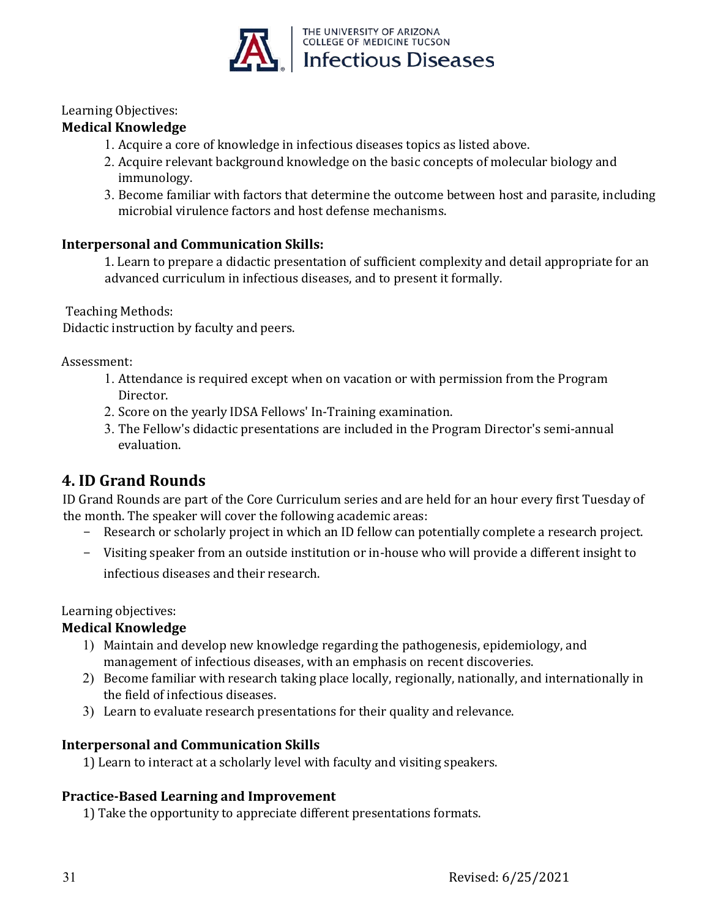Learning Objectives:

**Medical Knowledge**

1. Acquire a core of knowledge in infectious diseases topics as listed above.
2. Acquire relevant background knowledge on the basic concepts of molecular biology and immunology.
3. Become familiar with factors that determine the outcome between host and parasite, including microbial virulence factors and host defense mechanisms.

**Interpersonal and Communication Skills:**

1. Learn to prepare a didactic presentation of sufficient complexity and detail appropriate for an advanced curriculum in infectious diseases, and to present it formally.

Teaching Methods:

Didactic instruction by faculty and peers.

Assessment:

1. Attendance is required except when on vacation or with permission from the Program Director.
2. Score on the yearly IDSA Fellows' In-Training examination.
3. The Fellow's didactic presentations are included in the Program Director's semi-annual evaluation.

## 4. ID Grand Rounds

ID Grand Rounds are part of the Core Curriculum series and are held for an hour every first Tuesday of the month. The speaker will cover the following academic areas:

- Research or scholarly project in which an ID fellow can potentially complete a research project.
- Visiting speaker from an outside institution or in-house who will provide a different insight to infectious diseases and their research.

Learning objectives:

**Medical Knowledge**

1) Maintain and develop new knowledge regarding the pathogenesis, epidemiology, and management of infectious diseases, with an emphasis on recent discoveries.
2) Become familiar with research taking place locally, regionally, nationally, and internationally in the field of infectious diseases.
3) Learn to evaluate research presentations for their quality and relevance.

**Interpersonal and Communication Skills**

1) Learn to interact at a scholarly level with faculty and visiting speakers.

**Practice-Based Learning and Improvement**

1) Take the opportunity to appreciate different presentations formats.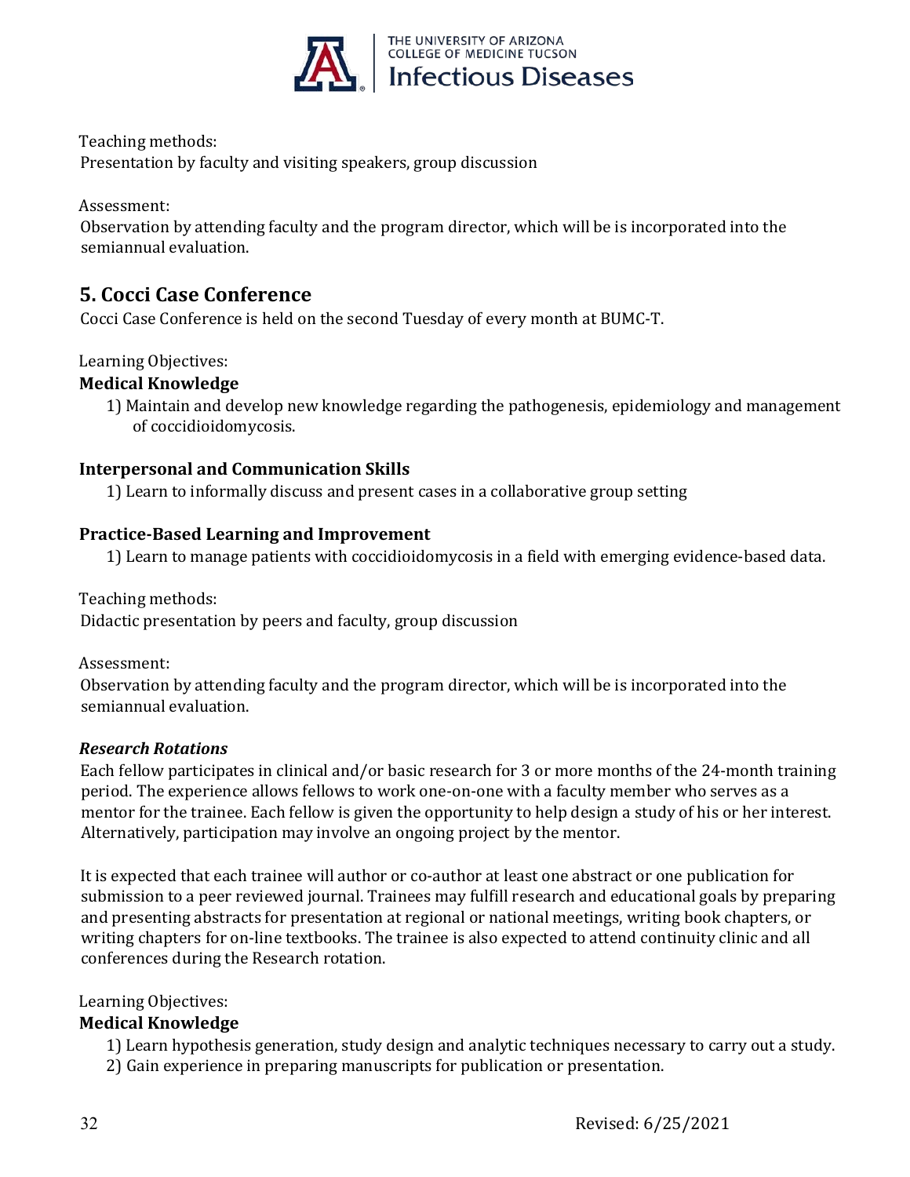Teaching methods:
Presentation by faculty and visiting speakers, group discussion

Assessment:
Observation by attending faculty and the program director, which will be is incorporated into the semiannual evaluation.

## 5. Cocci Case Conference

Cocci Case Conference is held on the second Tuesday of every month at BUMC-T.

Learning Objectives:

**Medical Knowledge**

1) Maintain and develop new knowledge regarding the pathogenesis, epidemiology and management of coccidioidomycosis.

**Interpersonal and Communication Skills**

1) Learn to informally discuss and present cases in a collaborative group setting

**Practice-Based Learning and Improvement**

1) Learn to manage patients with coccidioidomycosis in a field with emerging evidence-based data.

Teaching methods:
Didactic presentation by peers and faculty, group discussion

Assessment:
Observation by attending faculty and the program director, which will be is incorporated into the semiannual evaluation.

***Research Rotations***

Each fellow participates in clinical and/or basic research for 3 or more months of the 24-month training period. The experience allows fellows to work one-on-one with a faculty member who serves as a mentor for the trainee. Each fellow is given the opportunity to help design a study of his or her interest. Alternatively, participation may involve an ongoing project by the mentor.

It is expected that each trainee will author or co-author at least one abstract or one publication for submission to a peer reviewed journal. Trainees may fulfill research and educational goals by preparing and presenting abstracts for presentation at regional or national meetings, writing book chapters, or writing chapters for on-line textbooks. The trainee is also expected to attend continuity clinic and all conferences during the Research rotation.

Learning Objectives:

**Medical Knowledge**

1) Learn hypothesis generation, study design and analytic techniques necessary to carry out a study.
2) Gain experience in preparing manuscripts for publication or presentation.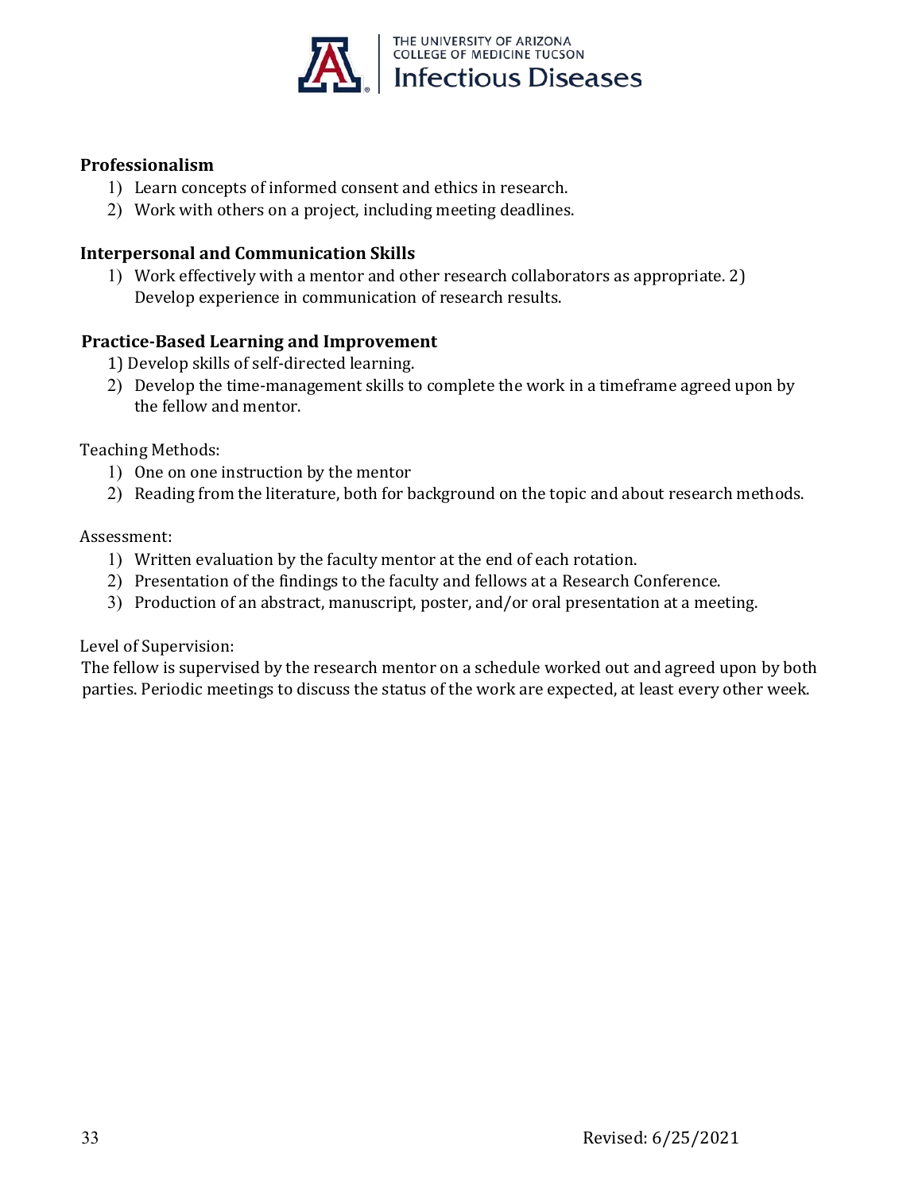**Professionalism**

1) Learn concepts of informed consent and ethics in research.
2) Work with others on a project, including meeting deadlines.

**Interpersonal and Communication Skills**

1) Work effectively with a mentor and other research collaborators as appropriate. 2) Develop experience in communication of research results.

**Practice-Based Learning and Improvement**

1) Develop skills of self-directed learning.
2) Develop the time-management skills to complete the work in a timeframe agreed upon by the fellow and mentor.

Teaching Methods:

1) One on one instruction by the mentor
2) Reading from the literature, both for background on the topic and about research methods.

Assessment:

1) Written evaluation by the faculty mentor at the end of each rotation.
2) Presentation of the findings to the faculty and fellows at a Research Conference.
3) Production of an abstract, manuscript, poster, and/or oral presentation at a meeting.

Level of Supervision:

The fellow is supervised by the research mentor on a schedule worked out and agreed upon by both parties. Periodic meetings to discuss the status of the work are expected, at least every other week.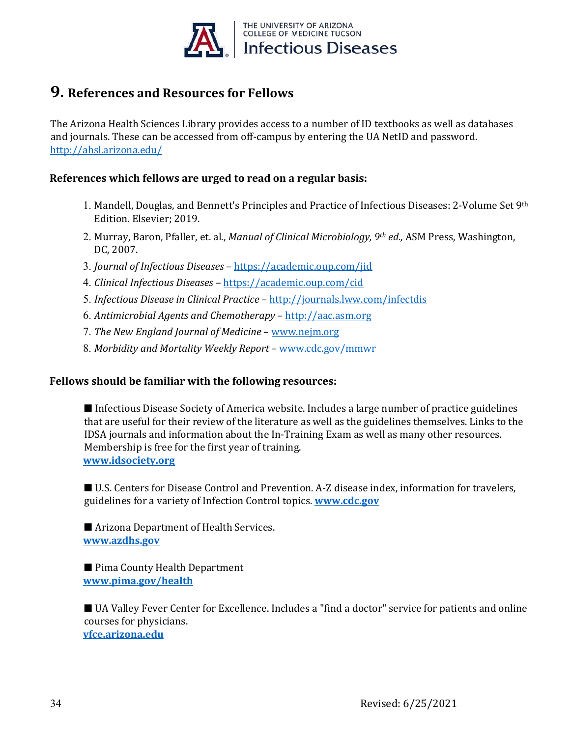# 9. References and Resources for Fellows

The Arizona Health Sciences Library provides access to a number of ID textbooks as well as databases and journals. These can be accessed from off-campus by entering the UA NetID and password. http://ahsl.arizona.edu/

**References which fellows are urged to read on a regular basis:**

1. Mandell, Douglas, and Bennett's Principles and Practice of Infectious Diseases: 2-Volume Set 9th Edition. Elsevier; 2019.
2. Murray, Baron, Pfaller, et. al., *Manual of Clinical Microbiology, 9th ed.,* ASM Press, Washington, DC, 2007.
3. *Journal of Infectious Diseases* – https://academic.oup.com/jid
4. *Clinical Infectious Diseases* – https://academic.oup.com/cid
5. *Infectious Disease in Clinical Practice* – http://journals.lww.com/infectdis
6. *Antimicrobial Agents and Chemotherapy* – http://aac.asm.org
7. *The New England Journal of Medicine* – www.nejm.org
8. *Morbidity and Mortality Weekly Report* – www.cdc.gov/mmwr

**Fellows should be familiar with the following resources:**

■ Infectious Disease Society of America website. Includes a large number of practice guidelines that are useful for their review of the literature as well as the guidelines themselves. Links to the IDSA journals and information about the In-Training Exam as well as many other resources. Membership is free for the first year of training.
**www.idsociety.org**

■ U.S. Centers for Disease Control and Prevention. A-Z disease index, information for travelers, guidelines for a variety of Infection Control topics. **www.cdc.gov**

■ Arizona Department of Health Services.
**www.azdhs.gov**

■ Pima County Health Department
**www.pima.gov/health**

■ UA Valley Fever Center for Excellence. Includes a "find a doctor" service for patients and online courses for physicians.
**vfce.arizona.edu**

Revised: 6/25/2021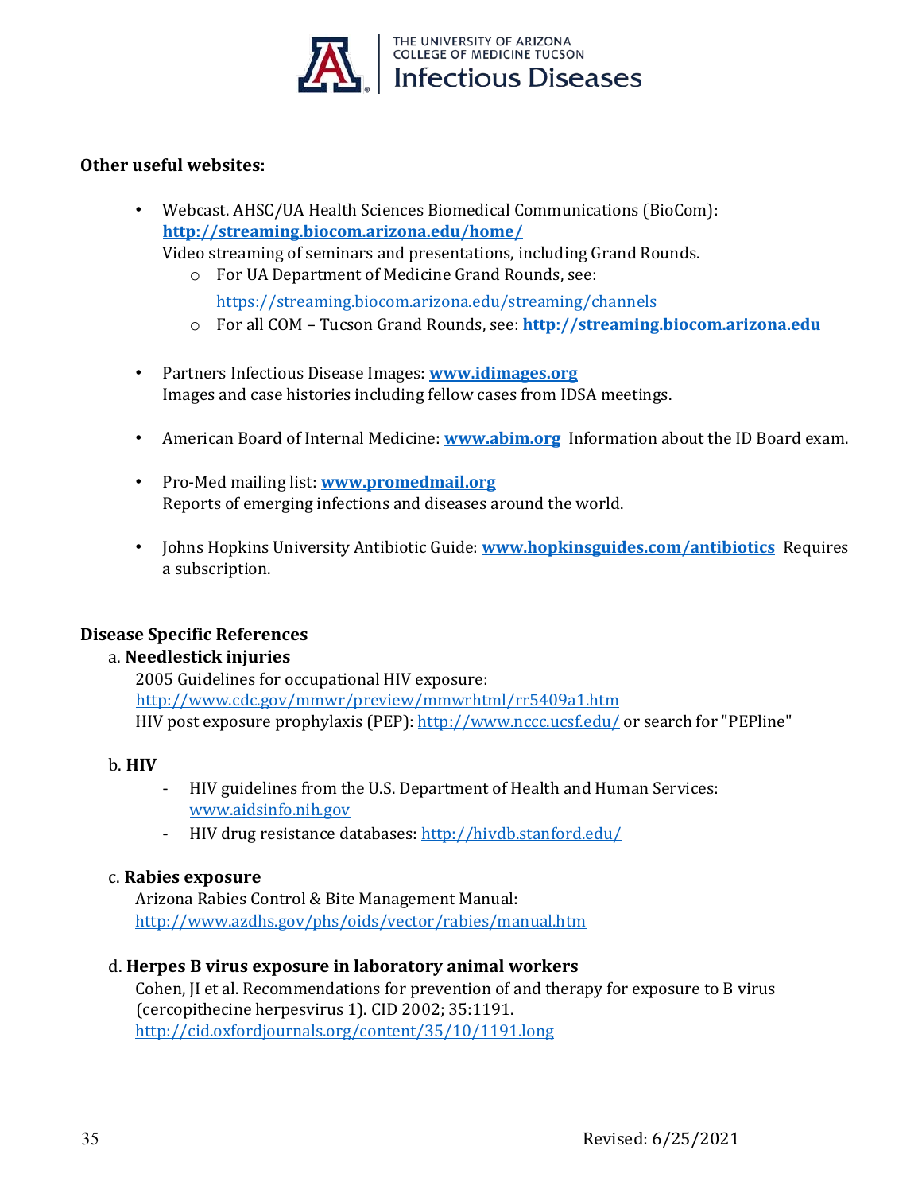**Other useful websites:**

- Webcast. AHSC/UA Health Sciences Biomedical Communications (BioCom): **http://streaming.biocom.arizona.edu/home/**
  Video streaming of seminars and presentations, including Grand Rounds.
  - For UA Department of Medicine Grand Rounds, see: https://streaming.biocom.arizona.edu/streaming/channels
  - For all COM – Tucson Grand Rounds, see: **http://streaming.biocom.arizona.edu**

- Partners Infectious Disease Images: **www.idimages.org**
  Images and case histories including fellow cases from IDSA meetings.

- American Board of Internal Medicine: **www.abim.org** Information about the ID Board exam.

- Pro-Med mailing list: **www.promedmail.org**
  Reports of emerging infections and diseases around the world.

- Johns Hopkins University Antibiotic Guide: **www.hopkinsguides.com/antibiotics** Requires a subscription.

**Disease Specific References**

a. **Needlestick injuries**
   2005 Guidelines for occupational HIV exposure:
   http://www.cdc.gov/mmwr/preview/mmwrhtml/rr5409a1.htm
   HIV post exposure prophylaxis (PEP): http://www.nccc.ucsf.edu/ or search for "PEPline"

b. **HIV**
   - HIV guidelines from the U.S. Department of Health and Human Services: www.aidsinfo.nih.gov
   - HIV drug resistance databases: http://hivdb.stanford.edu/

c. **Rabies exposure**
   Arizona Rabies Control & Bite Management Manual:
   http://www.azdhs.gov/phs/oids/vector/rabies/manual.htm

d. **Herpes B virus exposure in laboratory animal workers**
   Cohen, JI et al. Recommendations for prevention of and therapy for exposure to B virus (cercopithecine herpesvirus 1). CID 2002; 35:1191.
   http://cid.oxfordjournals.org/content/35/10/1191.long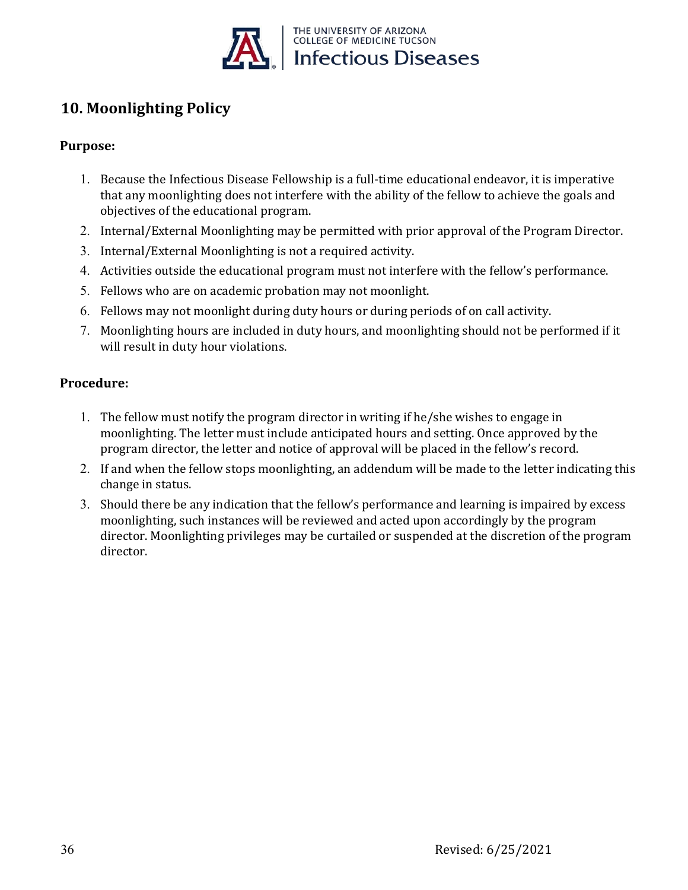## 10. Moonlighting Policy

**Purpose:**

1. Because the Infectious Disease Fellowship is a full-time educational endeavor, it is imperative that any moonlighting does not interfere with the ability of the fellow to achieve the goals and objectives of the educational program.
2. Internal/External Moonlighting may be permitted with prior approval of the Program Director.
3. Internal/External Moonlighting is not a required activity.
4. Activities outside the educational program must not interfere with the fellow's performance.
5. Fellows who are on academic probation may not moonlight.
6. Fellows may not moonlight during duty hours or during periods of on call activity.
7. Moonlighting hours are included in duty hours, and moonlighting should not be performed if it will result in duty hour violations.

**Procedure:**

1. The fellow must notify the program director in writing if he/she wishes to engage in moonlighting. The letter must include anticipated hours and setting. Once approved by the program director, the letter and notice of approval will be placed in the fellow's record.
2. If and when the fellow stops moonlighting, an addendum will be made to the letter indicating this change in status.
3. Should there be any indication that the fellow's performance and learning is impaired by excess moonlighting, such instances will be reviewed and acted upon accordingly by the program director. Moonlighting privileges may be curtailed or suspended at the discretion of the program director.

Revised: 6/25/2021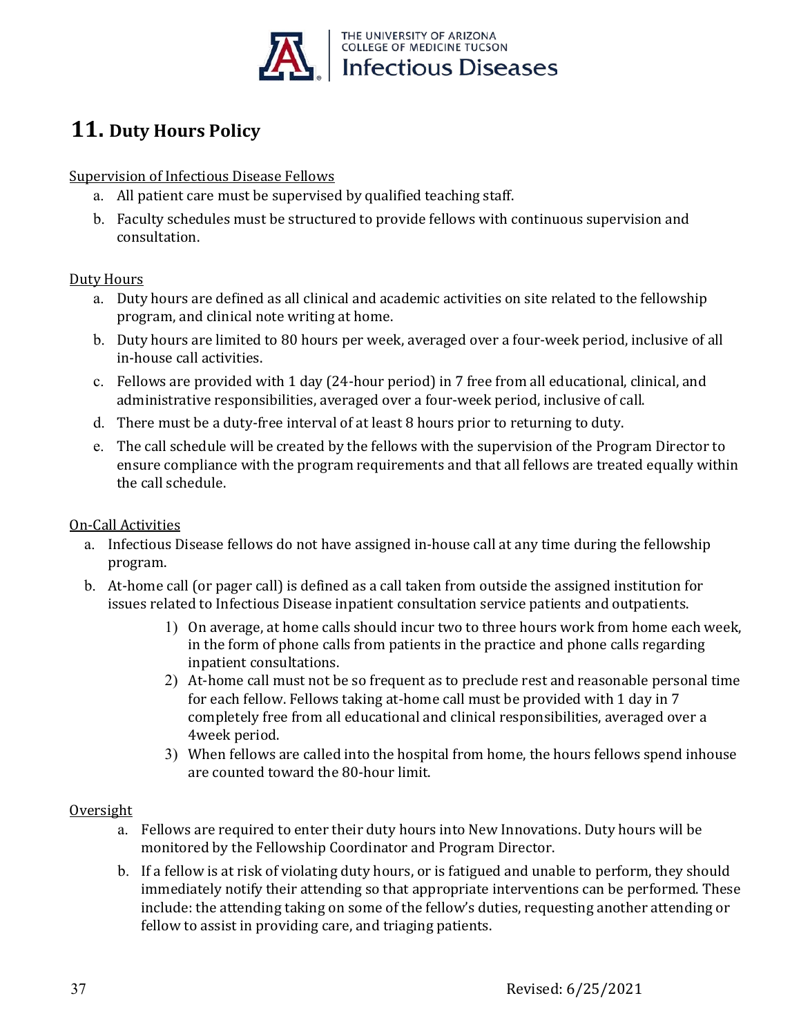# 11. Duty Hours Policy

Supervision of Infectious Disease Fellows

a. All patient care must be supervised by qualified teaching staff.
b. Faculty schedules must be structured to provide fellows with continuous supervision and consultation.

Duty Hours

a. Duty hours are defined as all clinical and academic activities on site related to the fellowship program, and clinical note writing at home.
b. Duty hours are limited to 80 hours per week, averaged over a four-week period, inclusive of all in-house call activities.
c. Fellows are provided with 1 day (24-hour period) in 7 free from all educational, clinical, and administrative responsibilities, averaged over a four-week period, inclusive of call.
d. There must be a duty-free interval of at least 8 hours prior to returning to duty.
e. The call schedule will be created by the fellows with the supervision of the Program Director to ensure compliance with the program requirements and that all fellows are treated equally within the call schedule.

On-Call Activities

a. Infectious Disease fellows do not have assigned in-house call at any time during the fellowship program.
b. At-home call (or pager call) is defined as a call taken from outside the assigned institution for issues related to Infectious Disease inpatient consultation service patients and outpatients.
   1) On average, at home calls should incur two to three hours work from home each week, in the form of phone calls from patients in the practice and phone calls regarding inpatient consultations.
   2) At-home call must not be so frequent as to preclude rest and reasonable personal time for each fellow. Fellows taking at-home call must be provided with 1 day in 7 completely free from all educational and clinical responsibilities, averaged over a 4week period.
   3) When fellows are called into the hospital from home, the hours fellows spend inhouse are counted toward the 80-hour limit.

Oversight

a. Fellows are required to enter their duty hours into New Innovations. Duty hours will be monitored by the Fellowship Coordinator and Program Director.
b. If a fellow is at risk of violating duty hours, or is fatigued and unable to perform, they should immediately notify their attending so that appropriate interventions can be performed. These include: the attending taking on some of the fellow's duties, requesting another attending or fellow to assist in providing care, and triaging patients.

Revised: 6/25/2021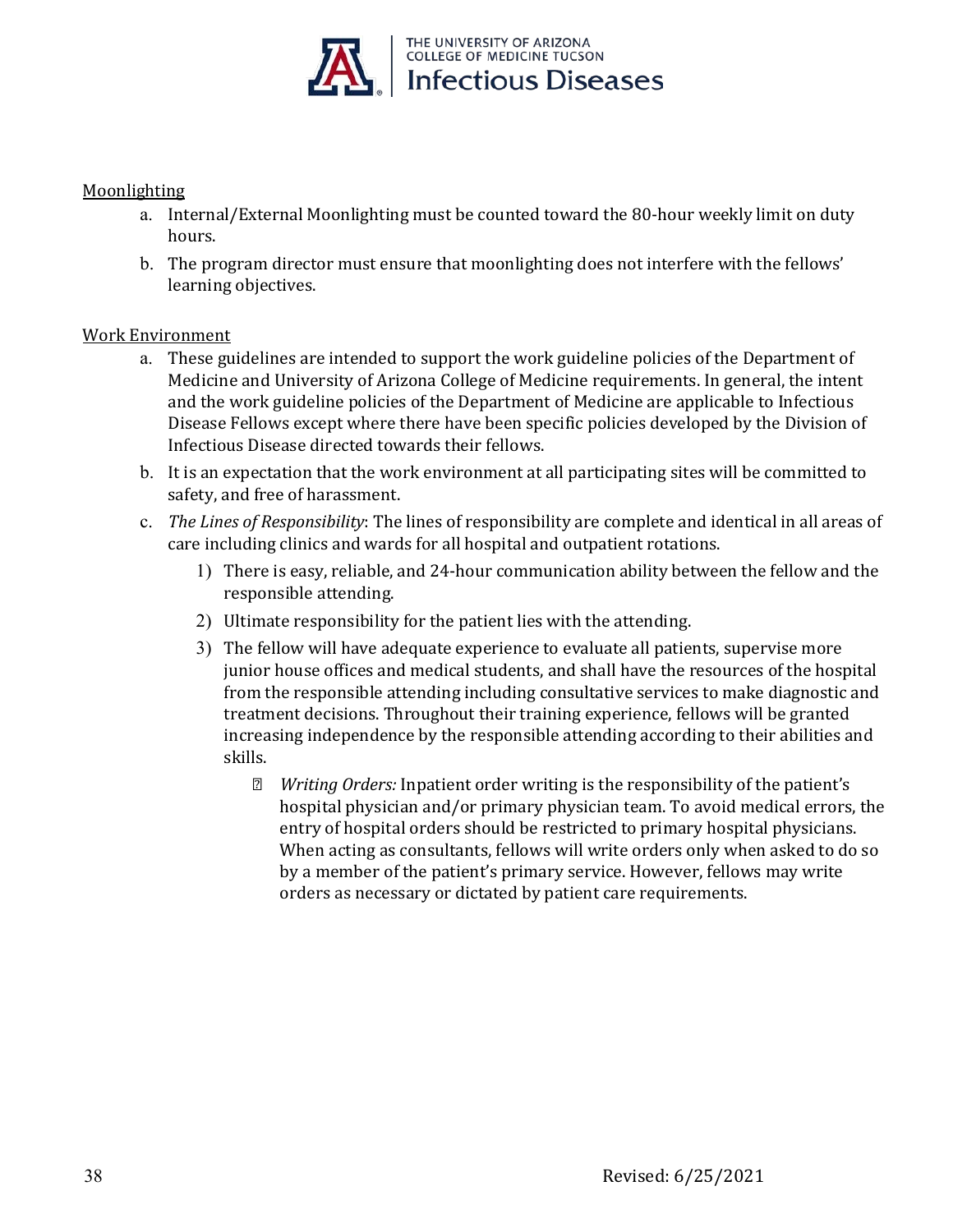Moonlighting

a. Internal/External Moonlighting must be counted toward the 80-hour weekly limit on duty hours.
b. The program director must ensure that moonlighting does not interfere with the fellows' learning objectives.

Work Environment

a. These guidelines are intended to support the work guideline policies of the Department of Medicine and University of Arizona College of Medicine requirements. In general, the intent and the work guideline policies of the Department of Medicine are applicable to Infectious Disease Fellows except where there have been specific policies developed by the Division of Infectious Disease directed towards their fellows.
b. It is an expectation that the work environment at all participating sites will be committed to safety, and free of harassment.
c. *The Lines of Responsibility*: The lines of responsibility are complete and identical in all areas of care including clinics and wards for all hospital and outpatient rotations.
    1) There is easy, reliable, and 24-hour communication ability between the fellow and the responsible attending.
    2) Ultimate responsibility for the patient lies with the attending.
    3) The fellow will have adequate experience to evaluate all patients, supervise more junior house offices and medical students, and shall have the resources of the hospital from the responsible attending including consultative services to make diagnostic and treatment decisions. Throughout their training experience, fellows will be granted increasing independence by the responsible attending according to their abilities and skills.
        - *Writing Orders:* Inpatient order writing is the responsibility of the patient's hospital physician and/or primary physician team. To avoid medical errors, the entry of hospital orders should be restricted to primary hospital physicians. When acting as consultants, fellows will write orders only when asked to do so by a member of the patient's primary service. However, fellows may write orders as necessary or dictated by patient care requirements.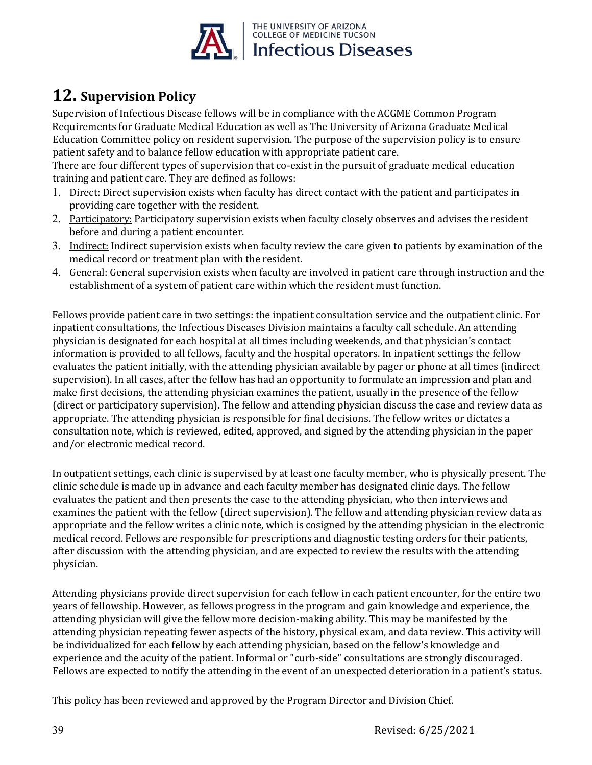## 12. Supervision Policy

Supervision of Infectious Disease fellows will be in compliance with the ACGME Common Program Requirements for Graduate Medical Education as well as The University of Arizona Graduate Medical Education Committee policy on resident supervision. The purpose of the supervision policy is to ensure patient safety and to balance fellow education with appropriate patient care.

There are four different types of supervision that co-exist in the pursuit of graduate medical education training and patient care. They are defined as follows:

1. Direct: Direct supervision exists when faculty has direct contact with the patient and participates in providing care together with the resident.
2. Participatory: Participatory supervision exists when faculty closely observes and advises the resident before and during a patient encounter.
3. Indirect: Indirect supervision exists when faculty review the care given to patients by examination of the medical record or treatment plan with the resident.
4. General: General supervision exists when faculty are involved in patient care through instruction and the establishment of a system of patient care within which the resident must function.

Fellows provide patient care in two settings: the inpatient consultation service and the outpatient clinic. For inpatient consultations, the Infectious Diseases Division maintains a faculty call schedule. An attending physician is designated for each hospital at all times including weekends, and that physician's contact information is provided to all fellows, faculty and the hospital operators. In inpatient settings the fellow evaluates the patient initially, with the attending physician available by pager or phone at all times (indirect supervision). In all cases, after the fellow has had an opportunity to formulate an impression and plan and make first decisions, the attending physician examines the patient, usually in the presence of the fellow (direct or participatory supervision). The fellow and attending physician discuss the case and review data as appropriate. The attending physician is responsible for final decisions. The fellow writes or dictates a consultation note, which is reviewed, edited, approved, and signed by the attending physician in the paper and/or electronic medical record.

In outpatient settings, each clinic is supervised by at least one faculty member, who is physically present. The clinic schedule is made up in advance and each faculty member has designated clinic days. The fellow evaluates the patient and then presents the case to the attending physician, who then interviews and examines the patient with the fellow (direct supervision). The fellow and attending physician review data as appropriate and the fellow writes a clinic note, which is cosigned by the attending physician in the electronic medical record. Fellows are responsible for prescriptions and diagnostic testing orders for their patients, after discussion with the attending physician, and are expected to review the results with the attending physician.

Attending physicians provide direct supervision for each fellow in each patient encounter, for the entire two years of fellowship. However, as fellows progress in the program and gain knowledge and experience, the attending physician will give the fellow more decision-making ability. This may be manifested by the attending physician repeating fewer aspects of the history, physical exam, and data review. This activity will be individualized for each fellow by each attending physician, based on the fellow's knowledge and experience and the acuity of the patient. Informal or "curb-side" consultations are strongly discouraged. Fellows are expected to notify the attending in the event of an unexpected deterioration in a patient's status.

This policy has been reviewed and approved by the Program Director and Division Chief.

Revised: 6/25/2021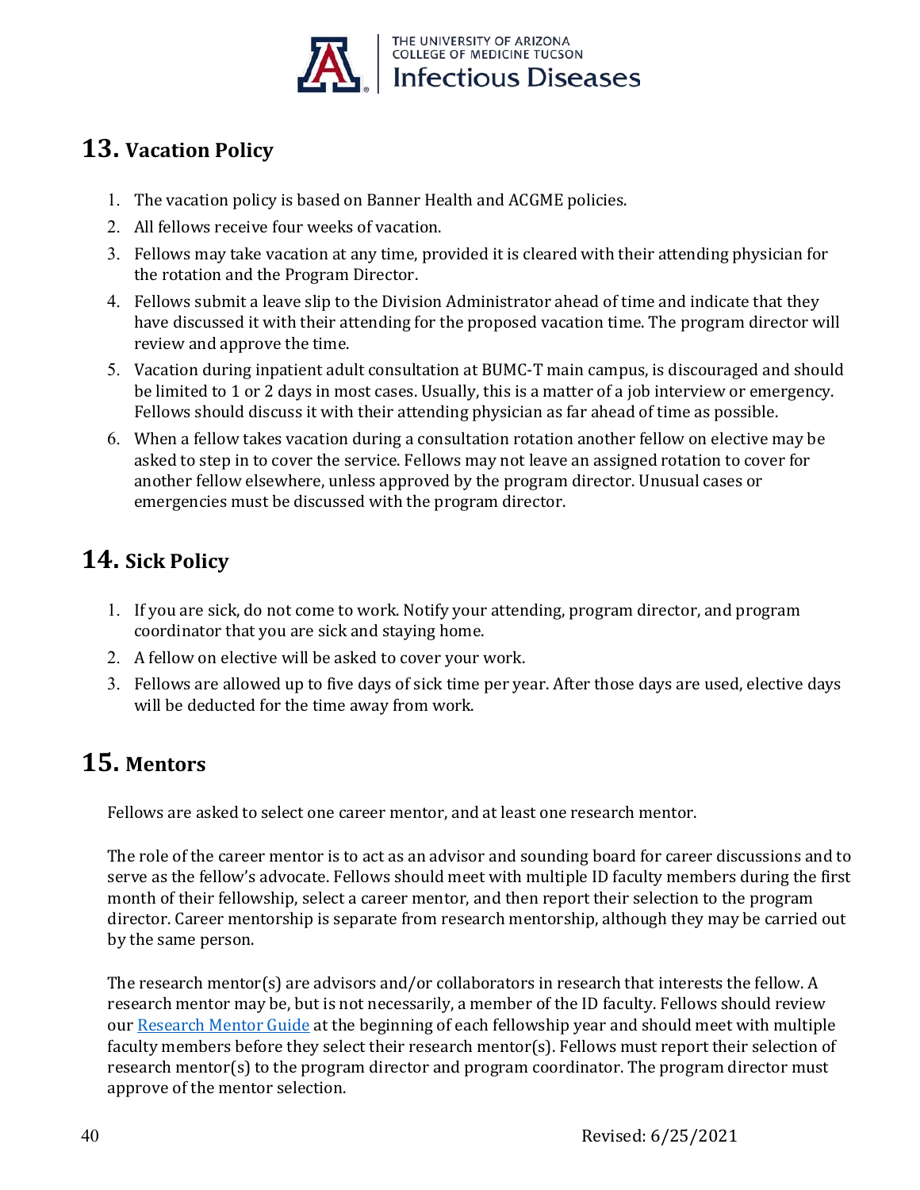## 13. Vacation Policy

1. The vacation policy is based on Banner Health and ACGME policies.
2. All fellows receive four weeks of vacation.
3. Fellows may take vacation at any time, provided it is cleared with their attending physician for the rotation and the Program Director.
4. Fellows submit a leave slip to the Division Administrator ahead of time and indicate that they have discussed it with their attending for the proposed vacation time. The program director will review and approve the time.
5. Vacation during inpatient adult consultation at BUMC-T main campus, is discouraged and should be limited to 1 or 2 days in most cases. Usually, this is a matter of a job interview or emergency. Fellows should discuss it with their attending physician as far ahead of time as possible.
6. When a fellow takes vacation during a consultation rotation another fellow on elective may be asked to step in to cover the service. Fellows may not leave an assigned rotation to cover for another fellow elsewhere, unless approved by the program director. Unusual cases or emergencies must be discussed with the program director.

## 14. Sick Policy

1. If you are sick, do not come to work. Notify your attending, program director, and program coordinator that you are sick and staying home.
2. A fellow on elective will be asked to cover your work.
3. Fellows are allowed up to five days of sick time per year. After those days are used, elective days will be deducted for the time away from work.

## 15. Mentors

Fellows are asked to select one career mentor, and at least one research mentor.

The role of the career mentor is to act as an advisor and sounding board for career discussions and to serve as the fellow's advocate. Fellows should meet with multiple ID faculty members during the first month of their fellowship, select a career mentor, and then report their selection to the program director. Career mentorship is separate from research mentorship, although they may be carried out by the same person.

The research mentor(s) are advisors and/or collaborators in research that interests the fellow. A research mentor may be, but is not necessarily, a member of the ID faculty. Fellows should review our Research Mentor Guide at the beginning of each fellowship year and should meet with multiple faculty members before they select their research mentor(s). Fellows must report their selection of research mentor(s) to the program director and program coordinator. The program director must approve of the mentor selection.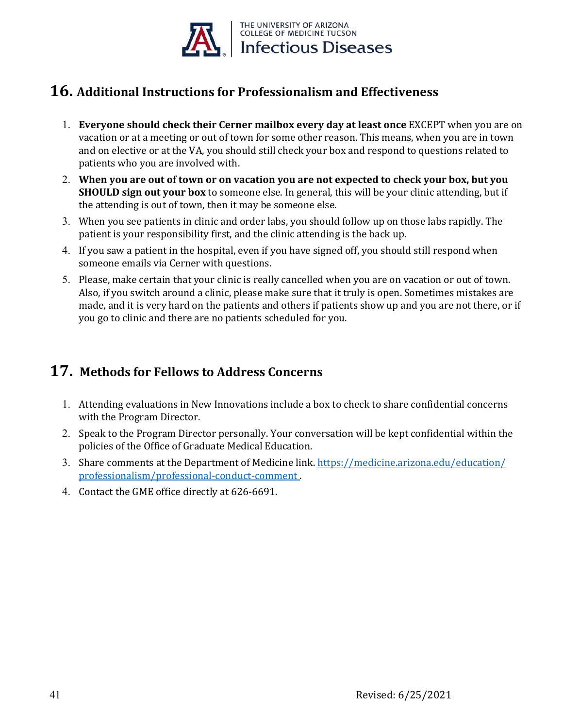## 16. Additional Instructions for Professionalism and Effectiveness

1. **Everyone should check their Cerner mailbox every day at least once** EXCEPT when you are on vacation or at a meeting or out of town for some other reason. This means, when you are in town and on elective or at the VA, you should still check your box and respond to questions related to patients who you are involved with.
2. **When you are out of town or on vacation you are not expected to check your box, but you SHOULD sign out your box** to someone else. In general, this will be your clinic attending, but if the attending is out of town, then it may be someone else.
3. When you see patients in clinic and order labs, you should follow up on those labs rapidly. The patient is your responsibility first, and the clinic attending is the back up.
4. If you saw a patient in the hospital, even if you have signed off, you should still respond when someone emails via Cerner with questions.
5. Please, make certain that your clinic is really cancelled when you are on vacation or out of town. Also, if you switch around a clinic, please make sure that it truly is open. Sometimes mistakes are made, and it is very hard on the patients and others if patients show up and you are not there, or if you go to clinic and there are no patients scheduled for you.

## 17. Methods for Fellows to Address Concerns

1. Attending evaluations in New Innovations include a box to check to share confidential concerns with the Program Director.
2. Speak to the Program Director personally. Your conversation will be kept confidential within the policies of the Office of Graduate Medical Education.
3. Share comments at the Department of Medicine link. [https://medicine.arizona.edu/education/professionalism/professional-conduct-comment](https://medicine.arizona.edu/education/professionalism/professional-conduct-comment) .
4. Contact the GME office directly at 626-6691.